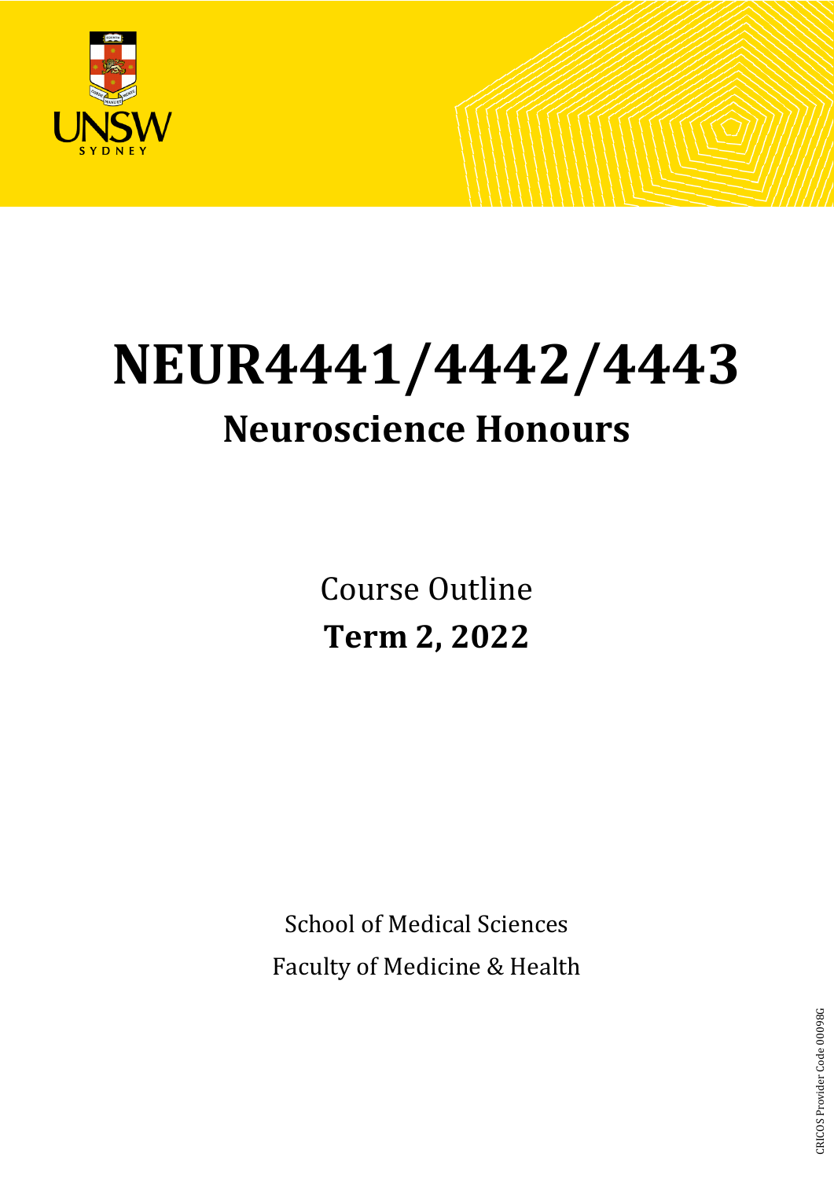# NEUR4441/4442/4443

## Neuroscience Honours

Course Outline

**Term 2, 2022**

School of Medical Sciences

Faculty of Medicine & Health

CRICOS Provider Code 00098G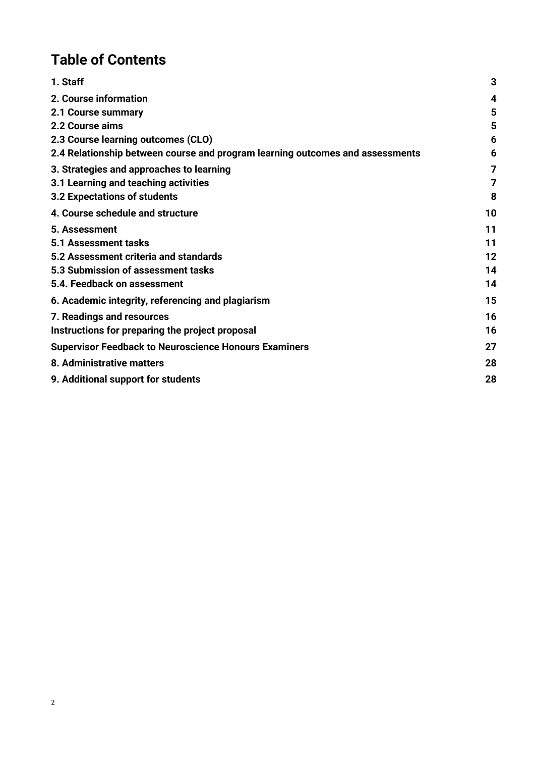# Table of Contents

| | |
|---|---|
| **1. Staff** | **3** |
| **2. Course information** | **4** |
| **2.1 Course summary** | **5** |
| **2.2 Course aims** | **5** |
| **2.3 Course learning outcomes (CLO)** | **6** |
| **2.4 Relationship between course and program learning outcomes and assessments** | **6** |
| **3. Strategies and approaches to learning** | **7** |
| **3.1 Learning and teaching activities** | **7** |
| **3.2 Expectations of students** | **8** |
| **4. Course schedule and structure** | **10** |
| **5. Assessment** | **11** |
| **5.1 Assessment tasks** | **11** |
| **5.2 Assessment criteria and standards** | **12** |
| **5.3 Submission of assessment tasks** | **14** |
| **5.4. Feedback on assessment** | **14** |
| **6. Academic integrity, referencing and plagiarism** | **15** |
| **7. Readings and resources** | **16** |
| **Instructions for preparing the project proposal** | **16** |
| **Supervisor Feedback to Neuroscience Honours Examiners** | **27** |
| **8. Administrative matters** | **28** |
| **9. Additional support for students** | **28** |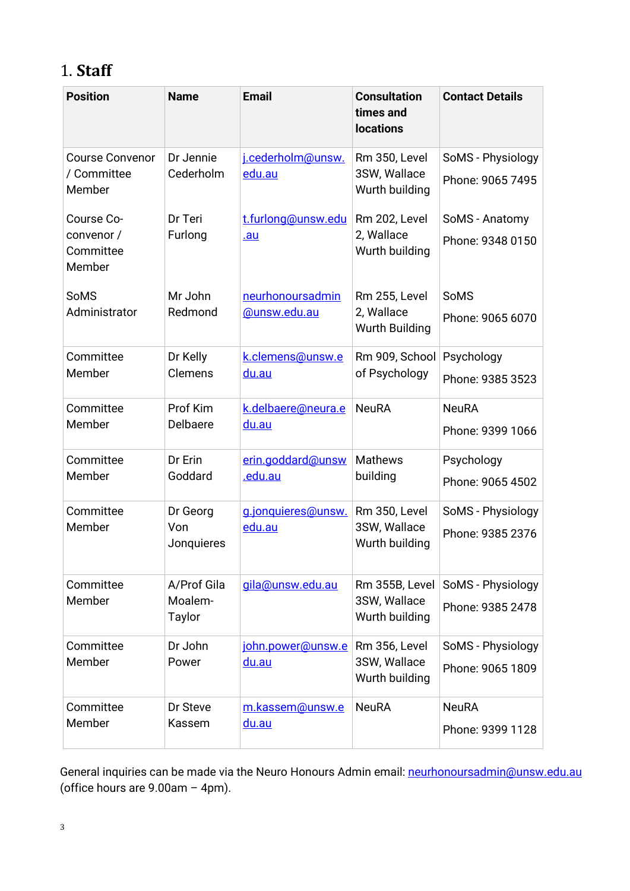# 1. Staff

| Position | Name | Email | Consultation times and locations | Contact Details |
|---|---|---|---|---|
| Course Convenor / Committee Member | Dr Jennie Cederholm | j.cederholm@unsw.edu.au | Rm 350, Level 3SW, Wallace Wurth building | SoMS - Physiology<br>Phone: 9065 7495 |
| Course Co-convenor / Committee Member | Dr Teri Furlong | t.furlong@unsw.edu.au | Rm 202, Level 2, Wallace Wurth building | SoMS - Anatomy<br>Phone: 9348 0150 |
| SoMS Administrator | Mr John Redmond | neurhonoursadmin@unsw.edu.au | Rm 255, Level 2, Wallace Wurth Building | SoMS<br>Phone: 9065 6070 |
| Committee Member | Dr Kelly Clemens | k.clemens@unsw.edu.au | Rm 909, School of Psychology | Psychology<br>Phone: 9385 3523 |
| Committee Member | Prof Kim Delbaere | k.delbaere@neura.edu.au | NeuRA | NeuRA<br>Phone: 9399 1066 |
| Committee Member | Dr Erin Goddard | erin.goddard@unsw.edu.au | Mathews building | Psychology<br>Phone: 9065 4502 |
| Committee Member | Dr Georg Von Jonquieres | g.jonquieres@unsw.edu.au | Rm 350, Level 3SW, Wallace Wurth building | SoMS - Physiology<br>Phone: 9385 2376 |
| Committee Member | A/Prof Gila Moalem-Taylor | gila@unsw.edu.au | Rm 355B, Level 3SW, Wallace Wurth building | SoMS - Physiology<br>Phone: 9385 2478 |
| Committee Member | Dr John Power | john.power@unsw.edu.au | Rm 356, Level 3SW, Wallace Wurth building | SoMS - Physiology<br>Phone: 9065 1809 |
| Committee Member | Dr Steve Kassem | m.kassem@unsw.edu.au | NeuRA | NeuRA<br>Phone: 9399 1128 |

General inquiries can be made via the Neuro Honours Admin email: neurhonoursadmin@unsw.edu.au (office hours are 9.00am – 4pm).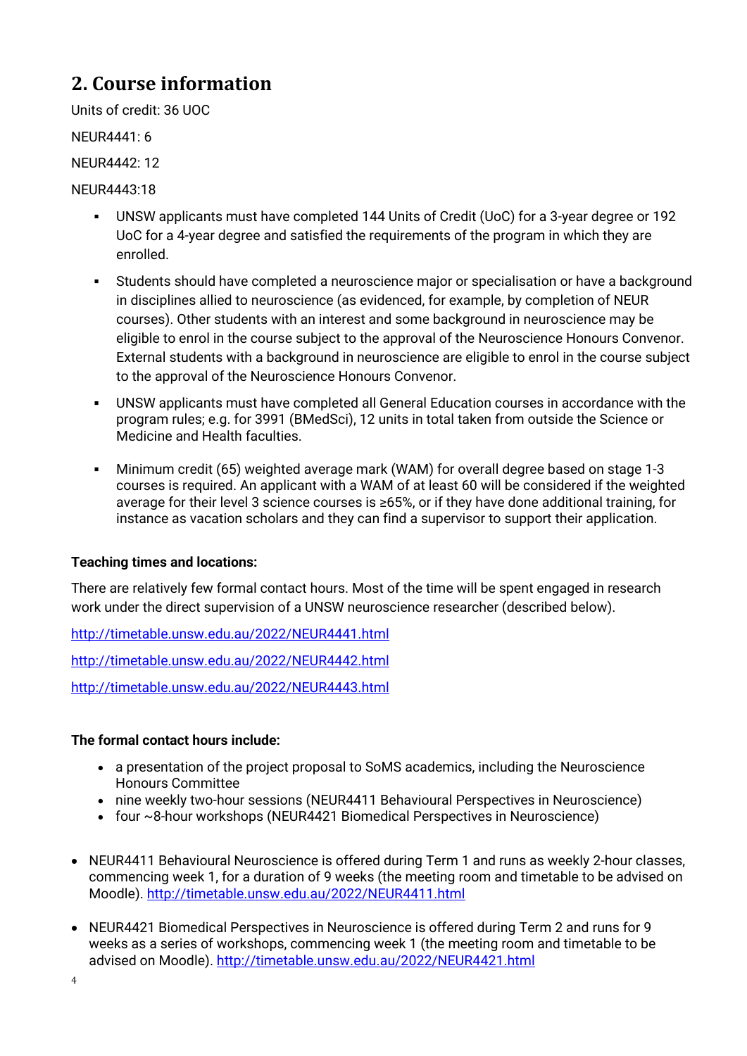## 2. Course information

Units of credit: 36 UOC

NEUR4441: 6

NEUR4442: 12

NEUR4443:18

- UNSW applicants must have completed 144 Units of Credit (UoC) for a 3-year degree or 192 UoC for a 4-year degree and satisfied the requirements of the program in which they are enrolled.
- Students should have completed a neuroscience major or specialisation or have a background in disciplines allied to neuroscience (as evidenced, for example, by completion of NEUR courses). Other students with an interest and some background in neuroscience may be eligible to enrol in the course subject to the approval of the Neuroscience Honours Convenor. External students with a background in neuroscience are eligible to enrol in the course subject to the approval of the Neuroscience Honours Convenor.
- UNSW applicants must have completed all General Education courses in accordance with the program rules; e.g. for 3991 (BMedSci), 12 units in total taken from outside the Science or Medicine and Health faculties.
- Minimum credit (65) weighted average mark (WAM) for overall degree based on stage 1-3 courses is required. An applicant with a WAM of at least 60 will be considered if the weighted average for their level 3 science courses is ≥65%, or if they have done additional training, for instance as vacation scholars and they can find a supervisor to support their application.

**Teaching times and locations:**

There are relatively few formal contact hours. Most of the time will be spent engaged in research work under the direct supervision of a UNSW neuroscience researcher (described below).

http://timetable.unsw.edu.au/2022/NEUR4441.html

http://timetable.unsw.edu.au/2022/NEUR4442.html

http://timetable.unsw.edu.au/2022/NEUR4443.html

**The formal contact hours include:**

- a presentation of the project proposal to SoMS academics, including the Neuroscience Honours Committee
- nine weekly two-hour sessions (NEUR4411 Behavioural Perspectives in Neuroscience)
- four ~8-hour workshops (NEUR4421 Biomedical Perspectives in Neuroscience)

- NEUR4411 Behavioural Neuroscience is offered during Term 1 and runs as weekly 2-hour classes, commencing week 1, for a duration of 9 weeks (the meeting room and timetable to be advised on Moodle). http://timetable.unsw.edu.au/2022/NEUR4411.html
- NEUR4421 Biomedical Perspectives in Neuroscience is offered during Term 2 and runs for 9 weeks as a series of workshops, commencing week 1 (the meeting room and timetable to be advised on Moodle). http://timetable.unsw.edu.au/2022/NEUR4421.html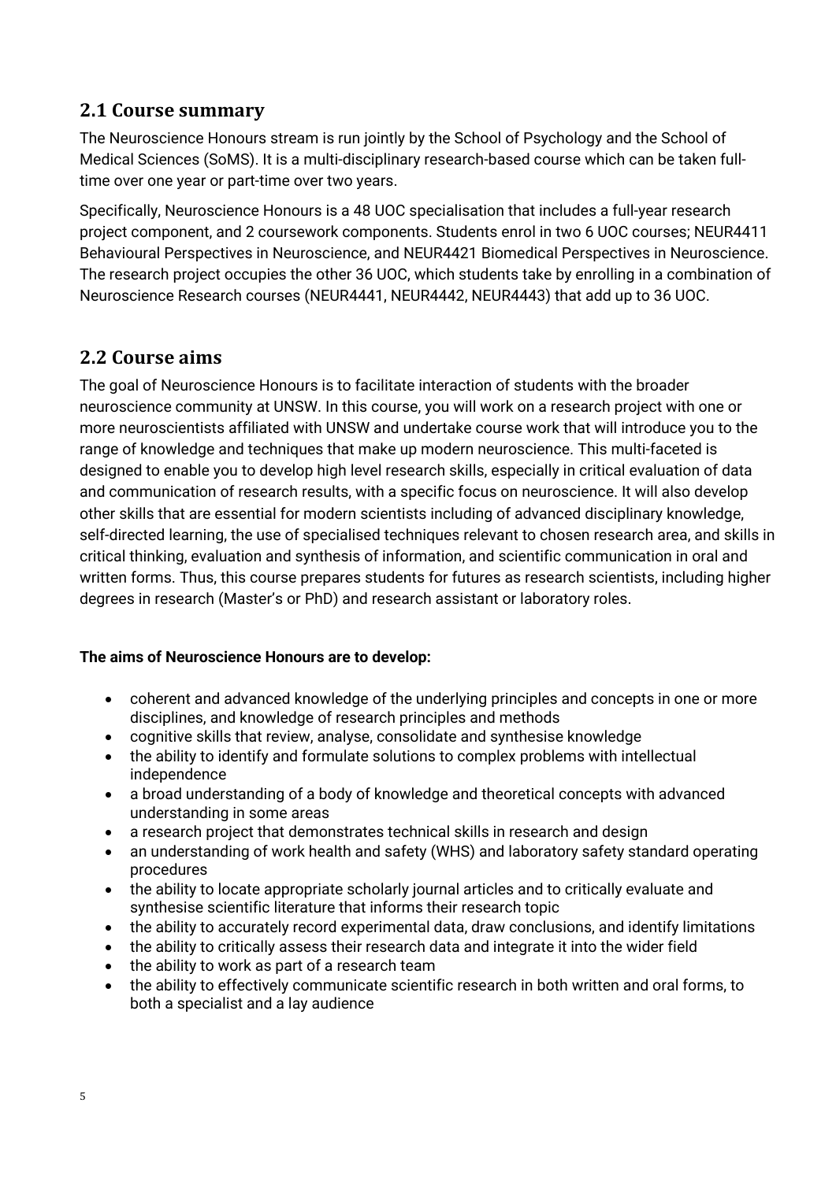## 2.1 Course summary

The Neuroscience Honours stream is run jointly by the School of Psychology and the School of Medical Sciences (SoMS). It is a multi-disciplinary research-based course which can be taken full-time over one year or part-time over two years.

Specifically, Neuroscience Honours is a 48 UOC specialisation that includes a full-year research project component, and 2 coursework components. Students enrol in two 6 UOC courses; NEUR4411 Behavioural Perspectives in Neuroscience, and NEUR4421 Biomedical Perspectives in Neuroscience. The research project occupies the other 36 UOC, which students take by enrolling in a combination of Neuroscience Research courses (NEUR4441, NEUR4442, NEUR4443) that add up to 36 UOC.

## 2.2 Course aims

The goal of Neuroscience Honours is to facilitate interaction of students with the broader neuroscience community at UNSW. In this course, you will work on a research project with one or more neuroscientists affiliated with UNSW and undertake course work that will introduce you to the range of knowledge and techniques that make up modern neuroscience. This multi-faceted is designed to enable you to develop high level research skills, especially in critical evaluation of data and communication of research results, with a specific focus on neuroscience. It will also develop other skills that are essential for modern scientists including of advanced disciplinary knowledge, self-directed learning, the use of specialised techniques relevant to chosen research area, and skills in critical thinking, evaluation and synthesis of information, and scientific communication in oral and written forms. Thus, this course prepares students for futures as research scientists, including higher degrees in research (Master's or PhD) and research assistant or laboratory roles.

**The aims of Neuroscience Honours are to develop:**

- coherent and advanced knowledge of the underlying principles and concepts in one or more disciplines, and knowledge of research principles and methods
- cognitive skills that review, analyse, consolidate and synthesise knowledge
- the ability to identify and formulate solutions to complex problems with intellectual independence
- a broad understanding of a body of knowledge and theoretical concepts with advanced understanding in some areas
- a research project that demonstrates technical skills in research and design
- an understanding of work health and safety (WHS) and laboratory safety standard operating procedures
- the ability to locate appropriate scholarly journal articles and to critically evaluate and synthesise scientific literature that informs their research topic
- the ability to accurately record experimental data, draw conclusions, and identify limitations
- the ability to critically assess their research data and integrate it into the wider field
- the ability to work as part of a research team
- the ability to effectively communicate scientific research in both written and oral forms, to both a specialist and a lay audience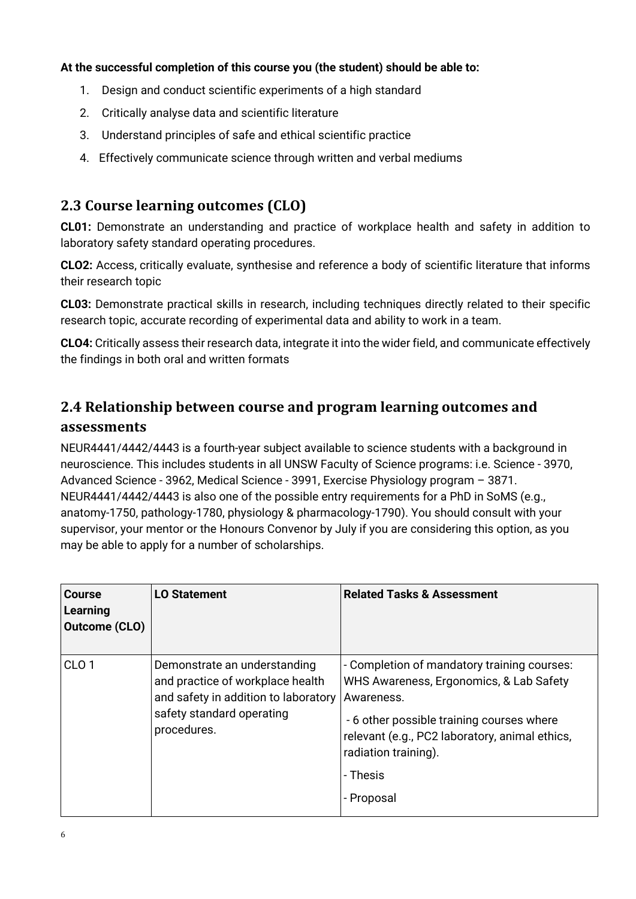**At the successful completion of this course you (the student) should be able to:**

1. Design and conduct scientific experiments of a high standard
2. Critically analyse data and scientific literature
3. Understand principles of safe and ethical scientific practice
4. Effectively communicate science through written and verbal mediums

## 2.3 Course learning outcomes (CLO)

**CL01:** Demonstrate an understanding and practice of workplace health and safety in addition to laboratory safety standard operating procedures.

**CLO2:** Access, critically evaluate, synthesise and reference a body of scientific literature that informs their research topic

**CL03:** Demonstrate practical skills in research, including techniques directly related to their specific research topic, accurate recording of experimental data and ability to work in a team.

**CLO4:** Critically assess their research data, integrate it into the wider field, and communicate effectively the findings in both oral and written formats

## 2.4 Relationship between course and program learning outcomes and assessments

NEUR4441/4442/4443 is a fourth-year subject available to science students with a background in neuroscience. This includes students in all UNSW Faculty of Science programs: i.e. Science - 3970, Advanced Science - 3962, Medical Science - 3991, Exercise Physiology program – 3871. NEUR4441/4442/4443 is also one of the possible entry requirements for a PhD in SoMS (e.g., anatomy-1750, pathology-1780, physiology & pharmacology-1790). You should consult with your supervisor, your mentor or the Honours Convenor by July if you are considering this option, as you may be able to apply for a number of scholarships.

| Course Learning Outcome (CLO) | LO Statement | Related Tasks & Assessment |
|---|---|---|
| CLO 1 | Demonstrate an understanding and practice of workplace health and safety in addition to laboratory safety standard operating procedures. | - Completion of mandatory training courses: WHS Awareness, Ergonomics, & Lab Safety Awareness.<br>- 6 other possible training courses where relevant (e.g., PC2 laboratory, animal ethics, radiation training).<br>- Thesis<br>- Proposal |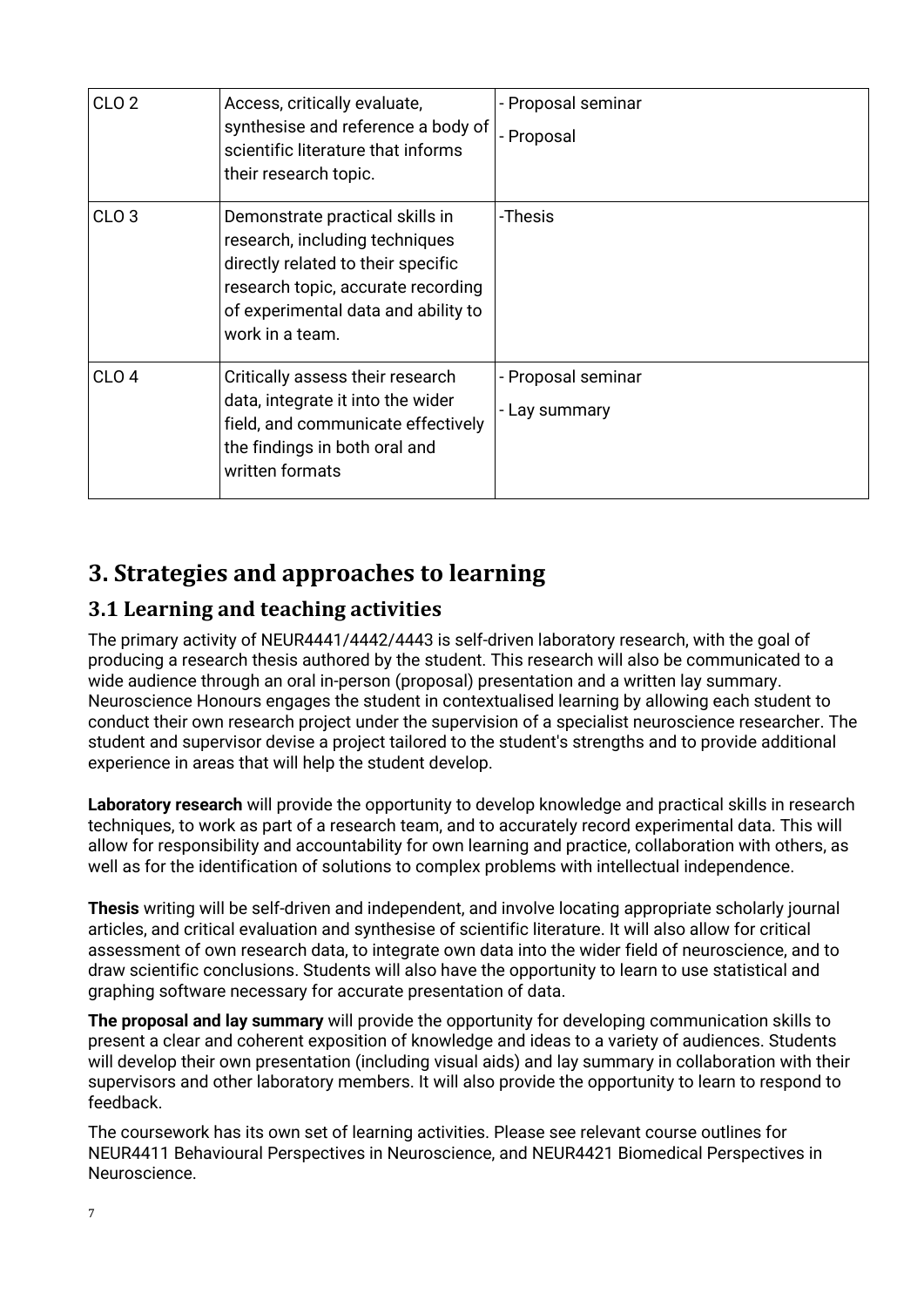| | | |
|---|---|---|
| CLO 2 | Access, critically evaluate, synthesise and reference a body of scientific literature that informs their research topic. | - Proposal seminar<br>- Proposal |
| CLO 3 | Demonstrate practical skills in research, including techniques directly related to their specific research topic, accurate recording of experimental data and ability to work in a team. | -Thesis |
| CLO 4 | Critically assess their research data, integrate it into the wider field, and communicate effectively the findings in both oral and written formats | - Proposal seminar<br>- Lay summary |

# 3. Strategies and approaches to learning

## 3.1 Learning and teaching activities

The primary activity of NEUR4441/4442/4443 is self-driven laboratory research, with the goal of producing a research thesis authored by the student. This research will also be communicated to a wide audience through an oral in-person (proposal) presentation and a written lay summary. Neuroscience Honours engages the student in contextualised learning by allowing each student to conduct their own research project under the supervision of a specialist neuroscience researcher. The student and supervisor devise a project tailored to the student's strengths and to provide additional experience in areas that will help the student develop.

**Laboratory research** will provide the opportunity to develop knowledge and practical skills in research techniques, to work as part of a research team, and to accurately record experimental data. This will allow for responsibility and accountability for own learning and practice, collaboration with others, as well as for the identification of solutions to complex problems with intellectual independence.

**Thesis** writing will be self-driven and independent, and involve locating appropriate scholarly journal articles, and critical evaluation and synthesise of scientific literature. It will also allow for critical assessment of own research data, to integrate own data into the wider field of neuroscience, and to draw scientific conclusions. Students will also have the opportunity to learn to use statistical and graphing software necessary for accurate presentation of data.

**The proposal and lay summary** will provide the opportunity for developing communication skills to present a clear and coherent exposition of knowledge and ideas to a variety of audiences. Students will develop their own presentation (including visual aids) and lay summary in collaboration with their supervisors and other laboratory members. It will also provide the opportunity to learn to respond to feedback.

The coursework has its own set of learning activities. Please see relevant course outlines for NEUR4411 Behavioural Perspectives in Neuroscience, and NEUR4421 Biomedical Perspectives in Neuroscience.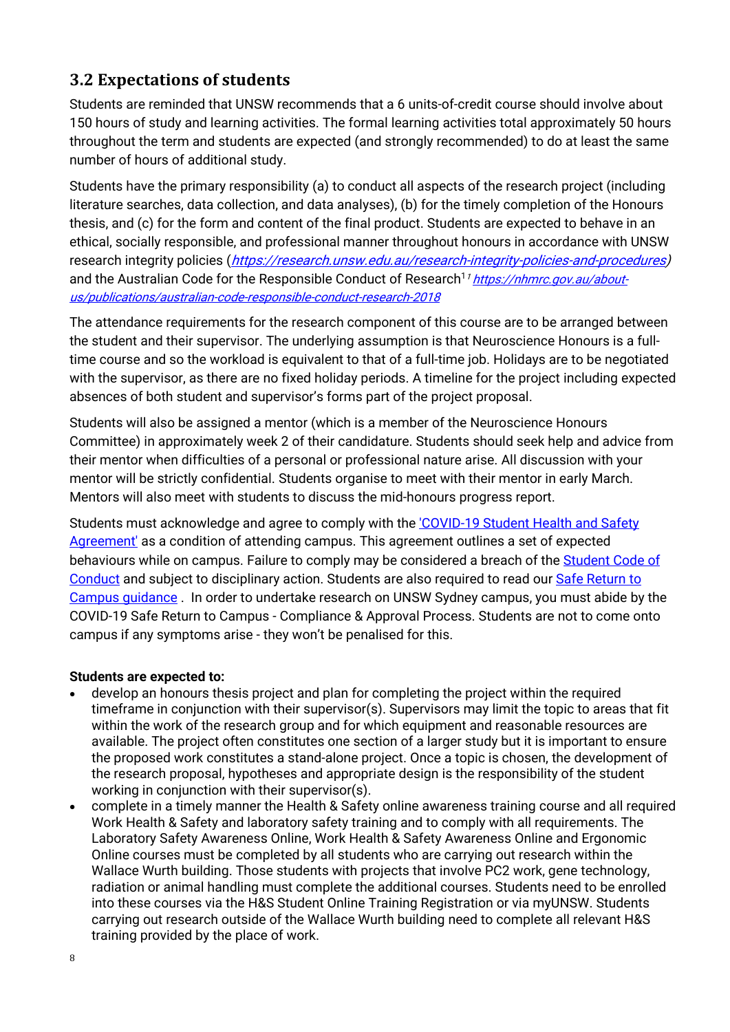### 3.2 Expectations of students

Students are reminded that UNSW recommends that a 6 units-of-credit course should involve about 150 hours of study and learning activities. The formal learning activities total approximately 50 hours throughout the term and students are expected (and strongly recommended) to do at least the same number of hours of additional study.

Students have the primary responsibility (a) to conduct all aspects of the research project (including literature searches, data collection, and data analyses), (b) for the timely completion of the Honours thesis, and (c) for the form and content of the final product. Students are expected to behave in an ethical, socially responsible, and professional manner throughout honours in accordance with UNSW research integrity policies (*https://research.unsw.edu.au/research-integrity-policies-and-procedures*) and the Australian Code for the Responsible Conduct of Research[1] [1] *https://nhmrc.gov.au/about-us/publications/australian-code-responsible-conduct-research-2018*

The attendance requirements for the research component of this course are to be arranged between the student and their supervisor. The underlying assumption is that Neuroscience Honours is a full-time course and so the workload is equivalent to that of a full-time job. Holidays are to be negotiated with the supervisor, as there are no fixed holiday periods. A timeline for the project including expected absences of both student and supervisor's forms part of the project proposal.

Students will also be assigned a mentor (which is a member of the Neuroscience Honours Committee) in approximately week 2 of their candidature. Students should seek help and advice from their mentor when difficulties of a personal or professional nature arise. All discussion with your mentor will be strictly confidential. Students organise to meet with their mentor in early March. Mentors will also meet with students to discuss the mid-honours progress report.

Students must acknowledge and agree to comply with the 'COVID-19 Student Health and Safety Agreement' as a condition of attending campus. This agreement outlines a set of expected behaviours while on campus. Failure to comply may be considered a breach of the Student Code of Conduct and subject to disciplinary action. Students are also required to read our Safe Return to Campus guidance . In order to undertake research on UNSW Sydney campus, you must abide by the COVID-19 Safe Return to Campus - Compliance & Approval Process. Students are not to come onto campus if any symptoms arise - they won't be penalised for this.

**Students are expected to:**

- develop an honours thesis project and plan for completing the project within the required timeframe in conjunction with their supervisor(s). Supervisors may limit the topic to areas that fit within the work of the research group and for which equipment and reasonable resources are available. The project often constitutes one section of a larger study but it is important to ensure the proposed work constitutes a stand-alone project. Once a topic is chosen, the development of the research proposal, hypotheses and appropriate design is the responsibility of the student working in conjunction with their supervisor(s).
- complete in a timely manner the Health & Safety online awareness training course and all required Work Health & Safety and laboratory safety training and to comply with all requirements. The Laboratory Safety Awareness Online, Work Health & Safety Awareness Online and Ergonomic Online courses must be completed by all students who are carrying out research within the Wallace Wurth building. Those students with projects that involve PC2 work, gene technology, radiation or animal handling must complete the additional courses. Students need to be enrolled into these courses via the H&S Student Online Training Registration or via myUNSW. Students carrying out research outside of the Wallace Wurth building need to complete all relevant H&S training provided by the place of work.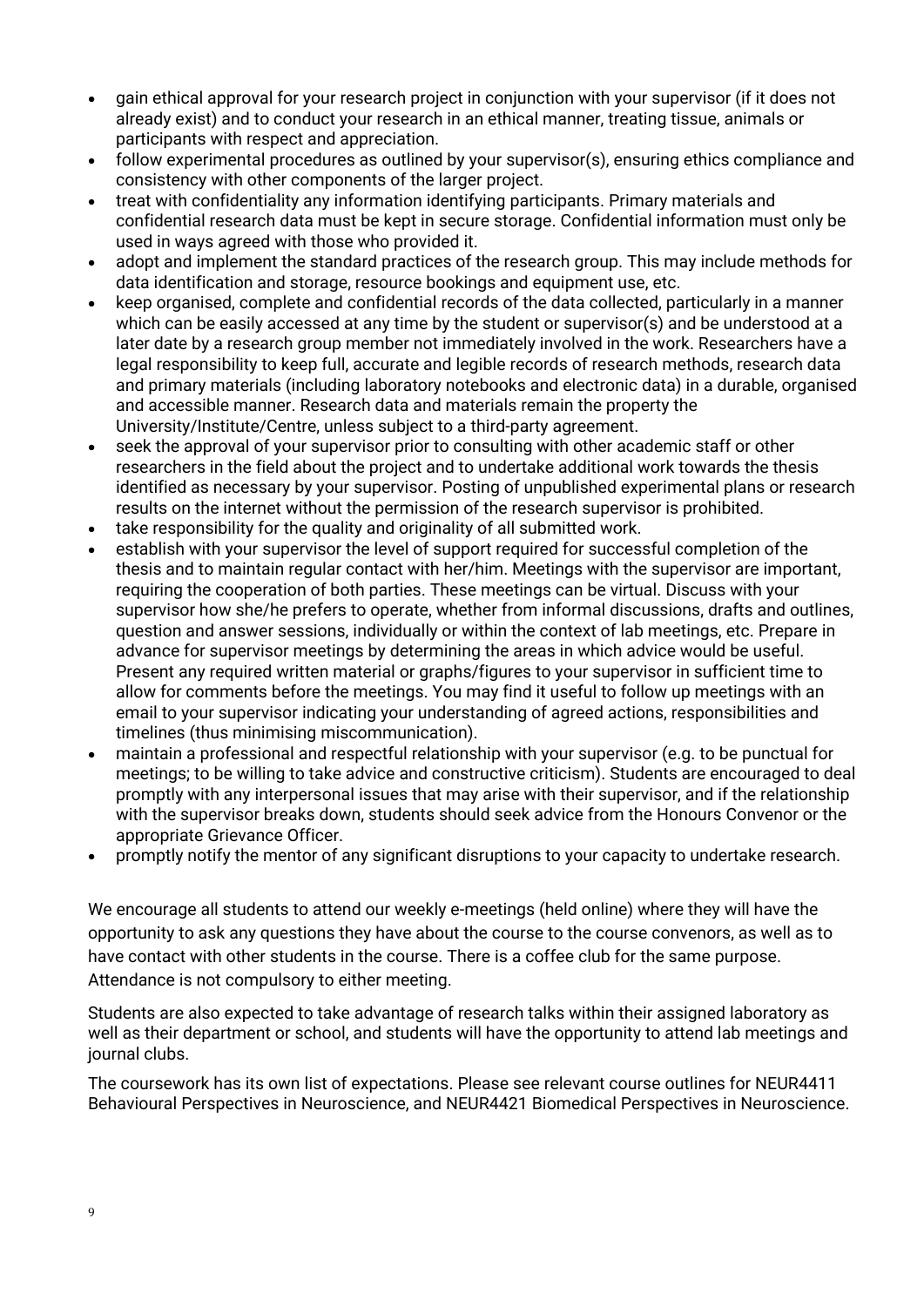- gain ethical approval for your research project in conjunction with your supervisor (if it does not already exist) and to conduct your research in an ethical manner, treating tissue, animals or participants with respect and appreciation.
- follow experimental procedures as outlined by your supervisor(s), ensuring ethics compliance and consistency with other components of the larger project.
- treat with confidentiality any information identifying participants. Primary materials and confidential research data must be kept in secure storage. Confidential information must only be used in ways agreed with those who provided it.
- adopt and implement the standard practices of the research group. This may include methods for data identification and storage, resource bookings and equipment use, etc.
- keep organised, complete and confidential records of the data collected, particularly in a manner which can be easily accessed at any time by the student or supervisor(s) and be understood at a later date by a research group member not immediately involved in the work. Researchers have a legal responsibility to keep full, accurate and legible records of research methods, research data and primary materials (including laboratory notebooks and electronic data) in a durable, organised and accessible manner. Research data and materials remain the property the University/Institute/Centre, unless subject to a third-party agreement.
- seek the approval of your supervisor prior to consulting with other academic staff or other researchers in the field about the project and to undertake additional work towards the thesis identified as necessary by your supervisor. Posting of unpublished experimental plans or research results on the internet without the permission of the research supervisor is prohibited.
- take responsibility for the quality and originality of all submitted work.
- establish with your supervisor the level of support required for successful completion of the thesis and to maintain regular contact with her/him. Meetings with the supervisor are important, requiring the cooperation of both parties. These meetings can be virtual. Discuss with your supervisor how she/he prefers to operate, whether from informal discussions, drafts and outlines, question and answer sessions, individually or within the context of lab meetings, etc. Prepare in advance for supervisor meetings by determining the areas in which advice would be useful. Present any required written material or graphs/figures to your supervisor in sufficient time to allow for comments before the meetings. You may find it useful to follow up meetings with an email to your supervisor indicating your understanding of agreed actions, responsibilities and timelines (thus minimising miscommunication).
- maintain a professional and respectful relationship with your supervisor (e.g. to be punctual for meetings; to be willing to take advice and constructive criticism). Students are encouraged to deal promptly with any interpersonal issues that may arise with their supervisor, and if the relationship with the supervisor breaks down, students should seek advice from the Honours Convenor or the appropriate Grievance Officer.
- promptly notify the mentor of any significant disruptions to your capacity to undertake research.

We encourage all students to attend our weekly e-meetings (held online) where they will have the opportunity to ask any questions they have about the course to the course convenors, as well as to have contact with other students in the course. There is a coffee club for the same purpose. Attendance is not compulsory to either meeting.

Students are also expected to take advantage of research talks within their assigned laboratory as well as their department or school, and students will have the opportunity to attend lab meetings and journal clubs.

The coursework has its own list of expectations. Please see relevant course outlines for NEUR4411 Behavioural Perspectives in Neuroscience, and NEUR4421 Biomedical Perspectives in Neuroscience.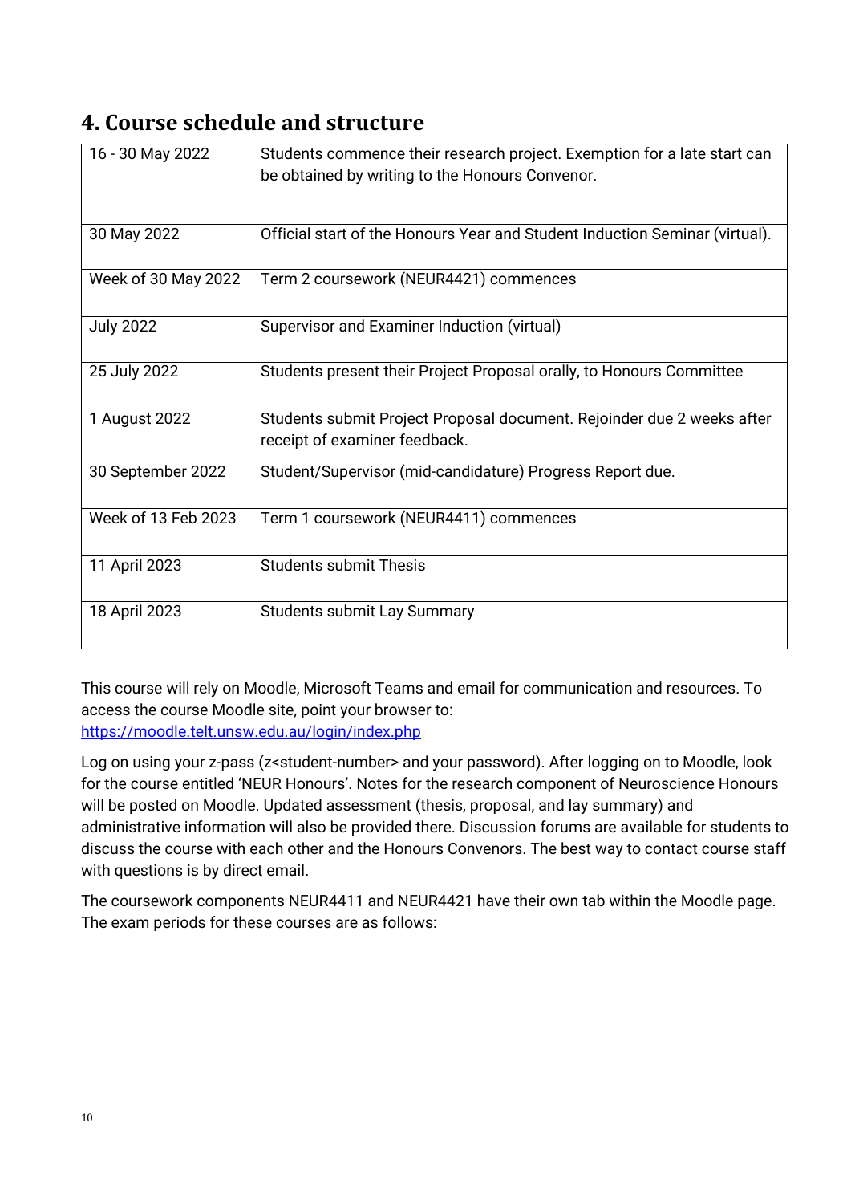# 4. Course schedule and structure

| | |
|---|---|
| 16 - 30 May 2022 | Students commence their research project. Exemption for a late start can be obtained by writing to the Honours Convenor. |
| 30 May 2022 | Official start of the Honours Year and Student Induction Seminar (virtual). |
| Week of 30 May 2022 | Term 2 coursework (NEUR4421) commences |
| July 2022 | Supervisor and Examiner Induction (virtual) |
| 25 July 2022 | Students present their Project Proposal orally, to Honours Committee |
| 1 August 2022 | Students submit Project Proposal document. Rejoinder due 2 weeks after receipt of examiner feedback. |
| 30 September 2022 | Student/Supervisor (mid-candidature) Progress Report due. |
| Week of 13 Feb 2023 | Term 1 coursework (NEUR4411) commences |
| 11 April 2023 | Students submit Thesis |
| 18 April 2023 | Students submit Lay Summary |

This course will rely on Moodle, Microsoft Teams and email for communication and resources. To access the course Moodle site, point your browser to: https://moodle.telt.unsw.edu.au/login/index.php

Log on using your z-pass (z<student-number> and your password). After logging on to Moodle, look for the course entitled 'NEUR Honours'. Notes for the research component of Neuroscience Honours will be posted on Moodle. Updated assessment (thesis, proposal, and lay summary) and administrative information will also be provided there. Discussion forums are available for students to discuss the course with each other and the Honours Convenors. The best way to contact course staff with questions is by direct email.

The coursework components NEUR4411 and NEUR4421 have their own tab within the Moodle page. The exam periods for these courses are as follows: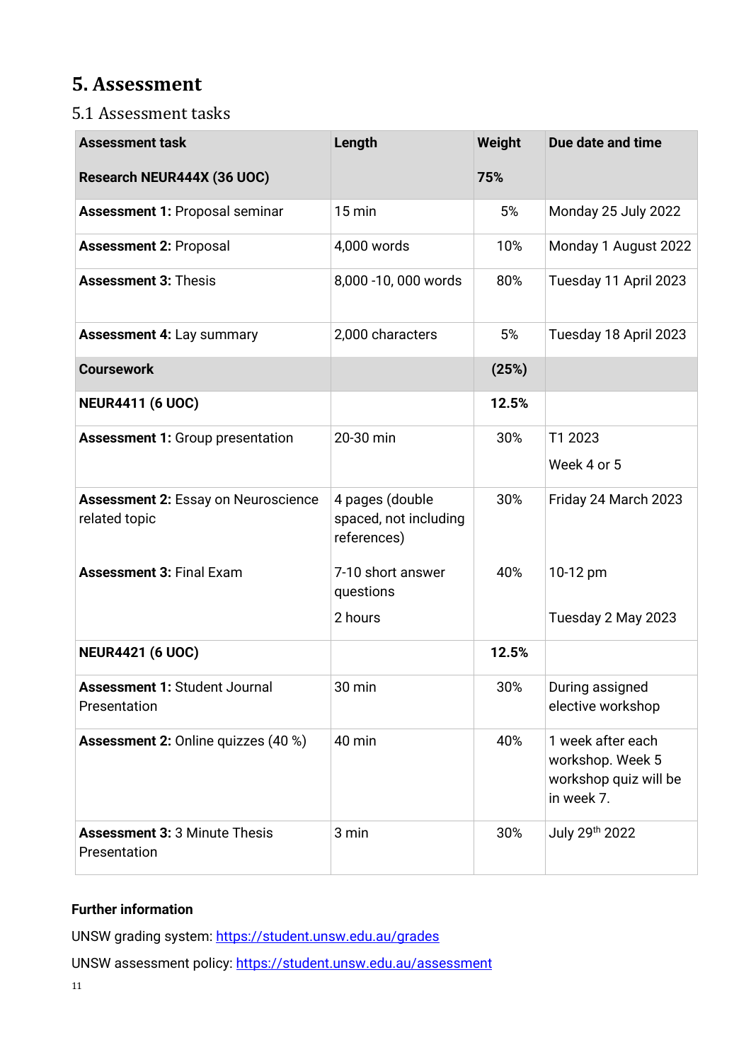# 5. Assessment

## 5.1 Assessment tasks

| Assessment task | Length | Weight | Due date and time |
|---|---|---|---|
| **Research NEUR444X (36 UOC)** | | **75%** | |
| **Assessment 1:** Proposal seminar | 15 min | 5% | Monday 25 July 2022 |
| **Assessment 2:** Proposal | 4,000 words | 10% | Monday 1 August 2022 |
| **Assessment 3:** Thesis | 8,000 -10, 000 words | 80% | Tuesday 11 April 2023 |
| **Assessment 4:** Lay summary | 2,000 characters | 5% | Tuesday 18 April 2023 |
| **Coursework** | | **(25%)** | |
| **NEUR4411 (6 UOC)** | | **12.5%** | |
| **Assessment 1:** Group presentation | 20-30 min | 30% | T1 2023<br>Week 4 or 5 |
| **Assessment 2:** Essay on Neuroscience related topic | 4 pages (double spaced, not including references) | 30% | Friday 24 March 2023 |
| **Assessment 3:** Final Exam | 7-10 short answer questions<br>2 hours | 40% | 10-12 pm<br>Tuesday 2 May 2023 |
| **NEUR4421 (6 UOC)** | | **12.5%** | |
| **Assessment 1:** Student Journal Presentation | 30 min | 30% | During assigned elective workshop |
| **Assessment 2:** Online quizzes (40 %) | 40 min | 40% | 1 week after each workshop. Week 5 workshop quiz will be in week 7. |
| **Assessment 3:** 3 Minute Thesis Presentation | 3 min | 30% | July 29th 2022 |

**Further information**

UNSW grading system: https://student.unsw.edu.au/grades

UNSW assessment policy: https://student.unsw.edu.au/assessment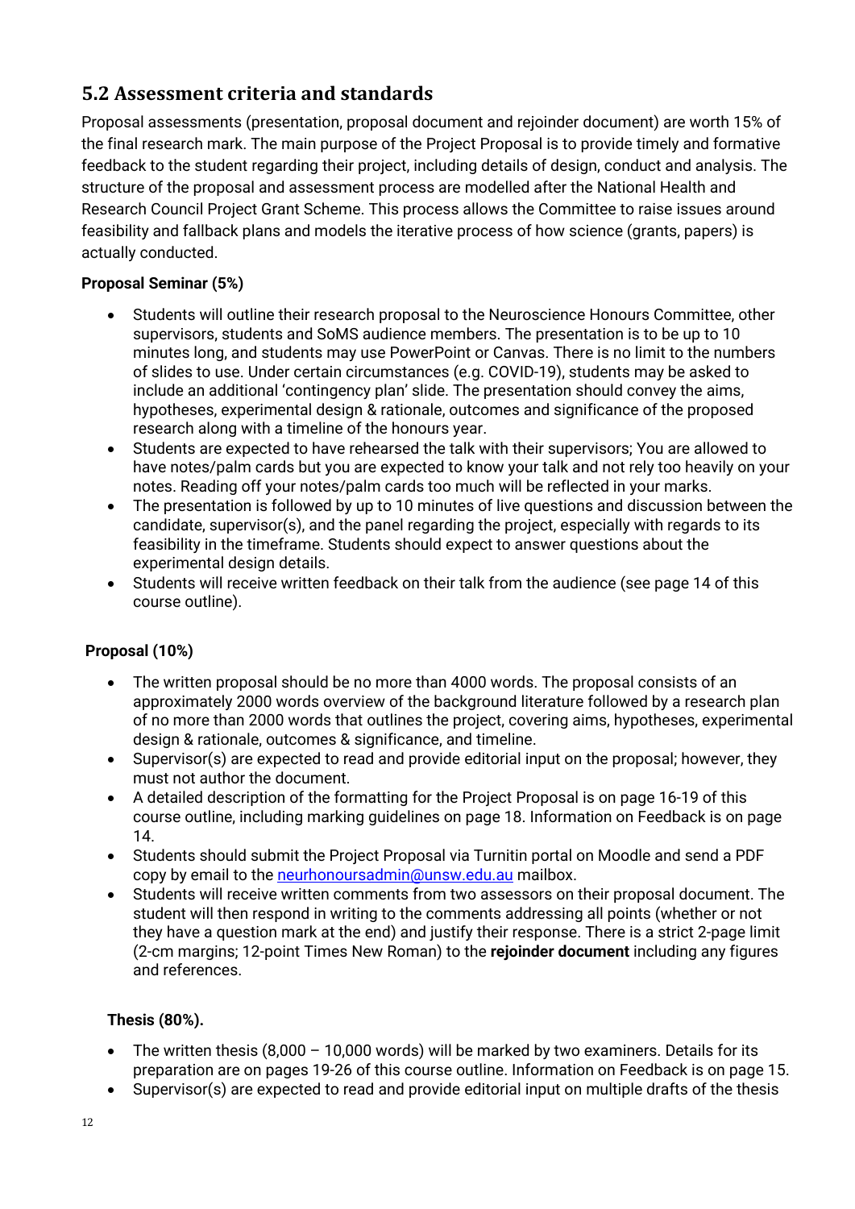## 5.2 Assessment criteria and standards

Proposal assessments (presentation, proposal document and rejoinder document) are worth 15% of the final research mark. The main purpose of the Project Proposal is to provide timely and formative feedback to the student regarding their project, including details of design, conduct and analysis. The structure of the proposal and assessment process are modelled after the National Health and Research Council Project Grant Scheme. This process allows the Committee to raise issues around feasibility and fallback plans and models the iterative process of how science (grants, papers) is actually conducted.

**Proposal Seminar (5%)**

- Students will outline their research proposal to the Neuroscience Honours Committee, other supervisors, students and SoMS audience members. The presentation is to be up to 10 minutes long, and students may use PowerPoint or Canvas. There is no limit to the numbers of slides to use. Under certain circumstances (e.g. COVID-19), students may be asked to include an additional 'contingency plan' slide. The presentation should convey the aims, hypotheses, experimental design & rationale, outcomes and significance of the proposed research along with a timeline of the honours year.
- Students are expected to have rehearsed the talk with their supervisors; You are allowed to have notes/palm cards but you are expected to know your talk and not rely too heavily on your notes. Reading off your notes/palm cards too much will be reflected in your marks.
- The presentation is followed by up to 10 minutes of live questions and discussion between the candidate, supervisor(s), and the panel regarding the project, especially with regards to its feasibility in the timeframe. Students should expect to answer questions about the experimental design details.
- Students will receive written feedback on their talk from the audience (see page 14 of this course outline).

**Proposal (10%)**

- The written proposal should be no more than 4000 words. The proposal consists of an approximately 2000 words overview of the background literature followed by a research plan of no more than 2000 words that outlines the project, covering aims, hypotheses, experimental design & rationale, outcomes & significance, and timeline.
- Supervisor(s) are expected to read and provide editorial input on the proposal; however, they must not author the document.
- A detailed description of the formatting for the Project Proposal is on page 16-19 of this course outline, including marking guidelines on page 18. Information on Feedback is on page 14.
- Students should submit the Project Proposal via Turnitin portal on Moodle and send a PDF copy by email to the neurhonoursadmin@unsw.edu.au mailbox.
- Students will receive written comments from two assessors on their proposal document. The student will then respond in writing to the comments addressing all points (whether or not they have a question mark at the end) and justify their response. There is a strict 2-page limit (2-cm margins; 12-point Times New Roman) to the **rejoinder document** including any figures and references.

**Thesis (80%).**

- The written thesis (8,000 – 10,000 words) will be marked by two examiners. Details for its preparation are on pages 19-26 of this course outline. Information on Feedback is on page 15.
- Supervisor(s) are expected to read and provide editorial input on multiple drafts of the thesis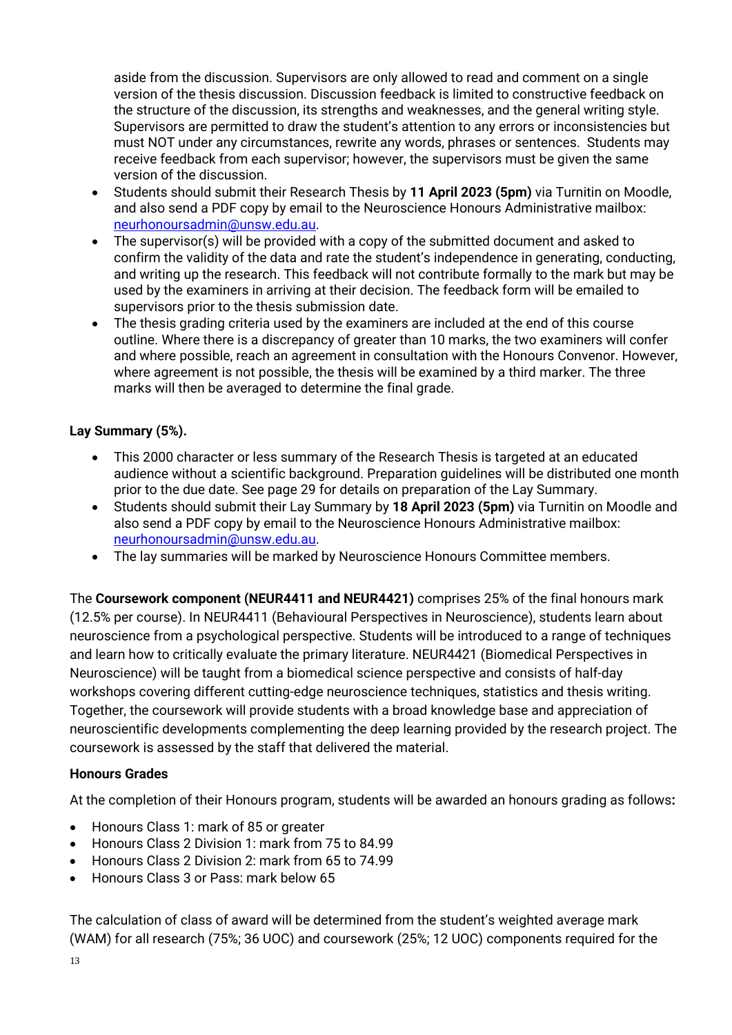aside from the discussion. Supervisors are only allowed to read and comment on a single version of the thesis discussion. Discussion feedback is limited to constructive feedback on the structure of the discussion, its strengths and weaknesses, and the general writing style. Supervisors are permitted to draw the student's attention to any errors or inconsistencies but must NOT under any circumstances, rewrite any words, phrases or sentences. Students may receive feedback from each supervisor; however, the supervisors must be given the same version of the discussion.

- Students should submit their Research Thesis by **11 April 2023 (5pm)** via Turnitin on Moodle, and also send a PDF copy by email to the Neuroscience Honours Administrative mailbox: neurhonoursadmin@unsw.edu.au.
- The supervisor(s) will be provided with a copy of the submitted document and asked to confirm the validity of the data and rate the student's independence in generating, conducting, and writing up the research. This feedback will not contribute formally to the mark but may be used by the examiners in arriving at their decision. The feedback form will be emailed to supervisors prior to the thesis submission date.
- The thesis grading criteria used by the examiners are included at the end of this course outline. Where there is a discrepancy of greater than 10 marks, the two examiners will confer and where possible, reach an agreement in consultation with the Honours Convenor. However, where agreement is not possible, the thesis will be examined by a third marker. The three marks will then be averaged to determine the final grade.

**Lay Summary (5%).**

- This 2000 character or less summary of the Research Thesis is targeted at an educated audience without a scientific background. Preparation guidelines will be distributed one month prior to the due date. See page 29 for details on preparation of the Lay Summary.
- Students should submit their Lay Summary by **18 April 2023 (5pm)** via Turnitin on Moodle and also send a PDF copy by email to the Neuroscience Honours Administrative mailbox: neurhonoursadmin@unsw.edu.au.
- The lay summaries will be marked by Neuroscience Honours Committee members.

The **Coursework component (NEUR4411 and NEUR4421)** comprises 25% of the final honours mark (12.5% per course). In NEUR4411 (Behavioural Perspectives in Neuroscience), students learn about neuroscience from a psychological perspective. Students will be introduced to a range of techniques and learn how to critically evaluate the primary literature. NEUR4421 (Biomedical Perspectives in Neuroscience) will be taught from a biomedical science perspective and consists of half-day workshops covering different cutting-edge neuroscience techniques, statistics and thesis writing. Together, the coursework will provide students with a broad knowledge base and appreciation of neuroscientific developments complementing the deep learning provided by the research project. The coursework is assessed by the staff that delivered the material.

**Honours Grades**

At the completion of their Honours program, students will be awarded an honours grading as follows**:**

- Honours Class 1: mark of 85 or greater
- Honours Class 2 Division 1: mark from 75 to 84.99
- Honours Class 2 Division 2: mark from 65 to 74.99
- Honours Class 3 or Pass: mark below 65

The calculation of class of award will be determined from the student's weighted average mark (WAM) for all research (75%; 36 UOC) and coursework (25%; 12 UOC) components required for the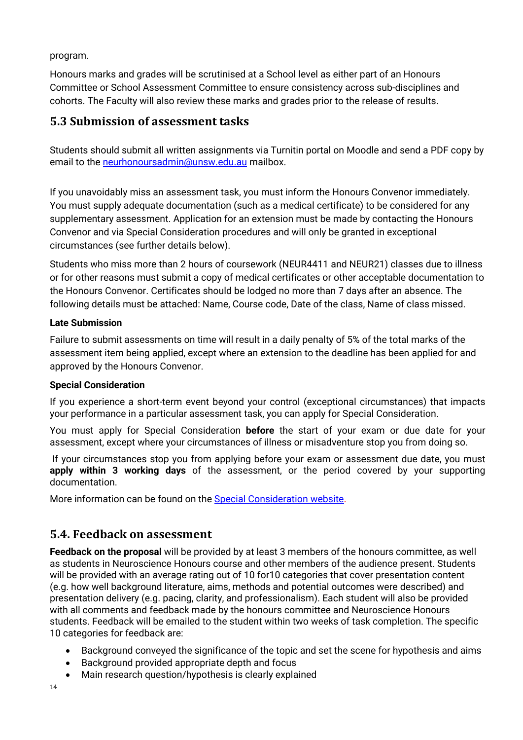program.

Honours marks and grades will be scrutinised at a School level as either part of an Honours Committee or School Assessment Committee to ensure consistency across sub-disciplines and cohorts. The Faculty will also review these marks and grades prior to the release of results.

## 5.3 Submission of assessment tasks

Students should submit all written assignments via Turnitin portal on Moodle and send a PDF copy by email to the [neurhonoursadmin@unsw.edu.au](mailto:neurhonoursadmin@unsw.edu.au) mailbox.

If you unavoidably miss an assessment task, you must inform the Honours Convenor immediately. You must supply adequate documentation (such as a medical certificate) to be considered for any supplementary assessment. Application for an extension must be made by contacting the Honours Convenor and via Special Consideration procedures and will only be granted in exceptional circumstances (see further details below).

Students who miss more than 2 hours of coursework (NEUR4411 and NEUR21) classes due to illness or for other reasons must submit a copy of medical certificates or other acceptable documentation to the Honours Convenor. Certificates should be lodged no more than 7 days after an absence. The following details must be attached: Name, Course code, Date of the class, Name of class missed.

**Late Submission**

Failure to submit assessments on time will result in a daily penalty of 5% of the total marks of the assessment item being applied, except where an extension to the deadline has been applied for and approved by the Honours Convenor.

**Special Consideration**

If you experience a short-term event beyond your control (exceptional circumstances) that impacts your performance in a particular assessment task, you can apply for Special Consideration.

You must apply for Special Consideration **before** the start of your exam or due date for your assessment, except where your circumstances of illness or misadventure stop you from doing so.

If your circumstances stop you from applying before your exam or assessment due date, you must **apply within 3 working days** of the assessment, or the period covered by your supporting documentation.

More information can be found on the Special Consideration website.

## 5.4. Feedback on assessment

**Feedback on the proposal** will be provided by at least 3 members of the honours committee, as well as students in Neuroscience Honours course and other members of the audience present. Students will be provided with an average rating out of 10 for10 categories that cover presentation content (e.g. how well background literature, aims, methods and potential outcomes were described) and presentation delivery (e.g. pacing, clarity, and professionalism). Each student will also be provided with all comments and feedback made by the honours committee and Neuroscience Honours students. Feedback will be emailed to the student within two weeks of task completion. The specific 10 categories for feedback are:

- Background conveyed the significance of the topic and set the scene for hypothesis and aims
- Background provided appropriate depth and focus
- Main research question/hypothesis is clearly explained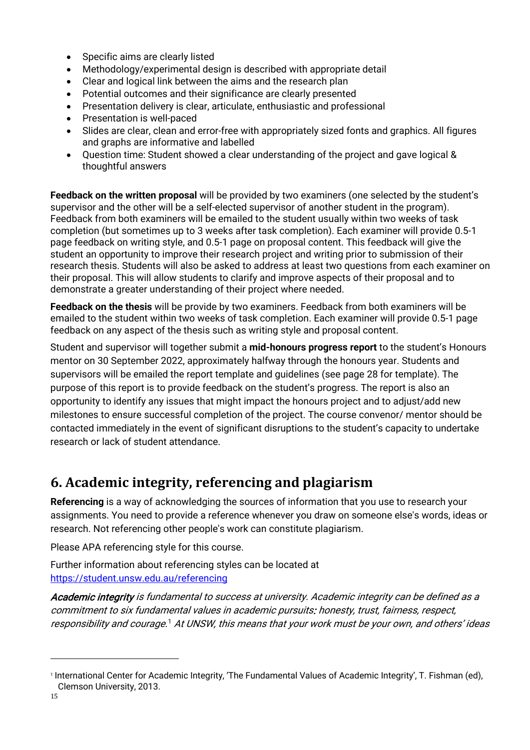- Specific aims are clearly listed
- Methodology/experimental design is described with appropriate detail
- Clear and logical link between the aims and the research plan
- Potential outcomes and their significance are clearly presented
- Presentation delivery is clear, articulate, enthusiastic and professional
- Presentation is well-paced
- Slides are clear, clean and error-free with appropriately sized fonts and graphics. All figures and graphs are informative and labelled
- Question time: Student showed a clear understanding of the project and gave logical & thoughtful answers

**Feedback on the written proposal** will be provided by two examiners (one selected by the student's supervisor and the other will be a self-elected supervisor of another student in the program). Feedback from both examiners will be emailed to the student usually within two weeks of task completion (but sometimes up to 3 weeks after task completion). Each examiner will provide 0.5-1 page feedback on writing style, and 0.5-1 page on proposal content. This feedback will give the student an opportunity to improve their research project and writing prior to submission of their research thesis. Students will also be asked to address at least two questions from each examiner on their proposal. This will allow students to clarify and improve aspects of their proposal and to demonstrate a greater understanding of their project where needed.

**Feedback on the thesis** will be provide by two examiners. Feedback from both examiners will be emailed to the student within two weeks of task completion. Each examiner will provide 0.5-1 page feedback on any aspect of the thesis such as writing style and proposal content.

Student and supervisor will together submit a **mid-honours progress report** to the student's Honours mentor on 30 September 2022, approximately halfway through the honours year. Students and supervisors will be emailed the report template and guidelines (see page 28 for template). The purpose of this report is to provide feedback on the student's progress. The report is also an opportunity to identify any issues that might impact the honours project and to adjust/add new milestones to ensure successful completion of the project. The course convenor/ mentor should be contacted immediately in the event of significant disruptions to the student's capacity to undertake research or lack of student attendance.

## 6. Academic integrity, referencing and plagiarism

**Referencing** is a way of acknowledging the sources of information that you use to research your assignments. You need to provide a reference whenever you draw on someone else's words, ideas or research. Not referencing other people's work can constitute plagiarism.

Please APA referencing style for this course.

Further information about referencing styles can be located at [https://student.unsw.edu.au/referencing](https://student.unsw.edu.au/referencing)

***Academic integrity*** *is fundamental to success at university. Academic integrity can be defined as a commitment to six fundamental values in academic pursuits: honesty, trust, fairness, respect, responsibility and courage.*[1] *At UNSW, this means that your work must be your own, and others' ideas*

[1] International Center for Academic Integrity, 'The Fundamental Values of Academic Integrity', T. Fishman (ed), Clemson University, 2013.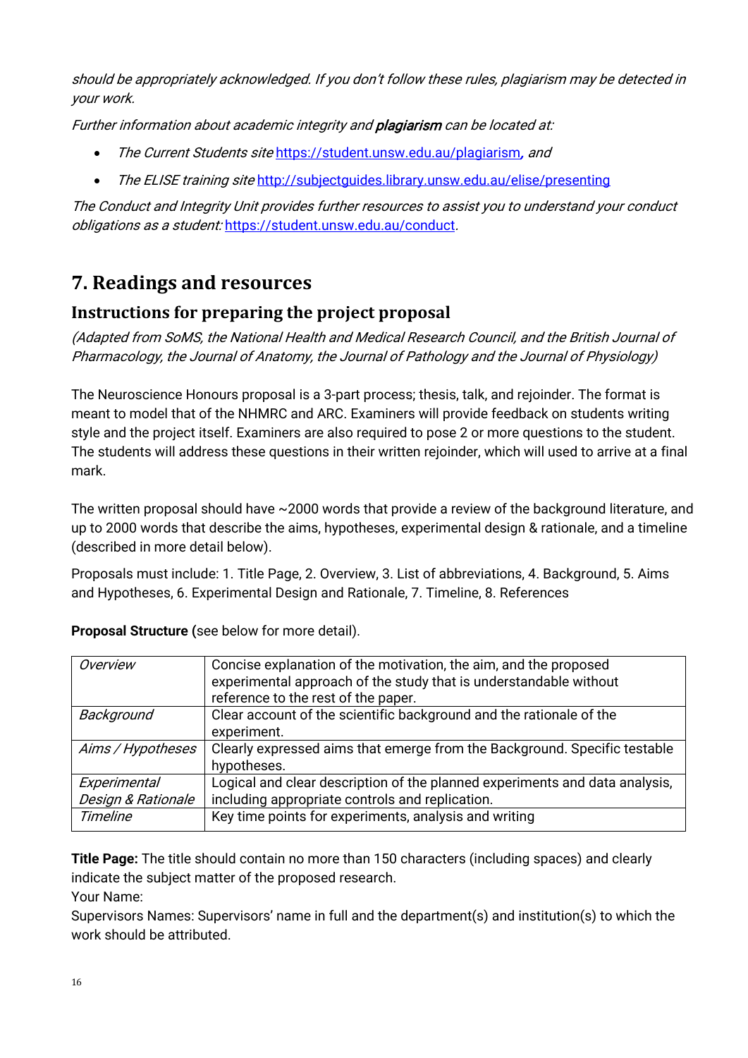*should be appropriately acknowledged. If you don't follow these rules, plagiarism may be detected in your work.*

*Further information about academic integrity and* ***plagiarism*** *can be located at:*

- *The Current Students site* https://student.unsw.edu.au/plagiarism*, and*
- *The ELISE training site* http://subjectguides.library.unsw.edu.au/elise/presenting

*The Conduct and Integrity Unit provides further resources to assist you to understand your conduct obligations as a student:* https://student.unsw.edu.au/conduct*.*

# 7. Readings and resources

## Instructions for preparing the project proposal

*(Adapted from SoMS, the National Health and Medical Research Council, and the British Journal of Pharmacology, the Journal of Anatomy, the Journal of Pathology and the Journal of Physiology)*

The Neuroscience Honours proposal is a 3-part process; thesis, talk, and rejoinder. The format is meant to model that of the NHMRC and ARC. Examiners will provide feedback on students writing style and the project itself. Examiners are also required to pose 2 or more questions to the student. The students will address these questions in their written rejoinder, which will used to arrive at a final mark.

The written proposal should have ~2000 words that provide a review of the background literature, and up to 2000 words that describe the aims, hypotheses, experimental design & rationale, and a timeline (described in more detail below).

Proposals must include: 1. Title Page, 2. Overview, 3. List of abbreviations, 4. Background, 5. Aims and Hypotheses, 6. Experimental Design and Rationale, 7. Timeline, 8. References

**Proposal Structure** (see below for more detail).

| | |
|---|---|
| *Overview* | Concise explanation of the motivation, the aim, and the proposed experimental approach of the study that is understandable without reference to the rest of the paper. |
| *Background* | Clear account of the scientific background and the rationale of the experiment. |
| *Aims / Hypotheses* | Clearly expressed aims that emerge from the Background. Specific testable hypotheses. |
| *Experimental Design & Rationale* | Logical and clear description of the planned experiments and data analysis, including appropriate controls and replication. |
| *Timeline* | Key time points for experiments, analysis and writing |

**Title Page:** The title should contain no more than 150 characters (including spaces) and clearly indicate the subject matter of the proposed research.
Your Name:
Supervisors Names: Supervisors' name in full and the department(s) and institution(s) to which the work should be attributed.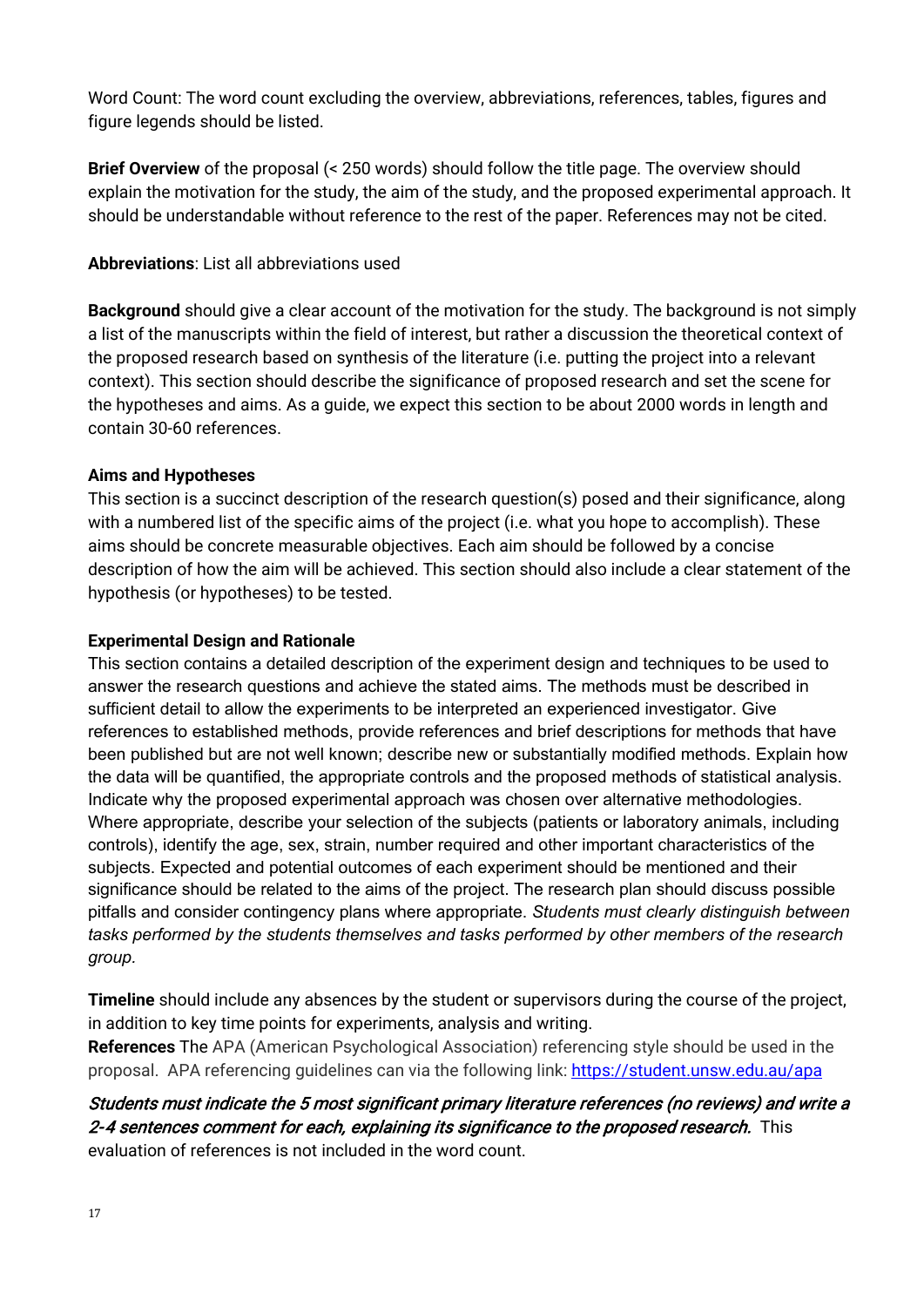Word Count: The word count excluding the overview, abbreviations, references, tables, figures and figure legends should be listed.

**Brief Overview** of the proposal (< 250 words) should follow the title page. The overview should explain the motivation for the study, the aim of the study, and the proposed experimental approach. It should be understandable without reference to the rest of the paper. References may not be cited.

**Abbreviations**: List all abbreviations used

**Background** should give a clear account of the motivation for the study. The background is not simply a list of the manuscripts within the field of interest, but rather a discussion the theoretical context of the proposed research based on synthesis of the literature (i.e. putting the project into a relevant context). This section should describe the significance of proposed research and set the scene for the hypotheses and aims. As a guide, we expect this section to be about 2000 words in length and contain 30-60 references.

**Aims and Hypotheses**

This section is a succinct description of the research question(s) posed and their significance, along with a numbered list of the specific aims of the project (i.e. what you hope to accomplish). These aims should be concrete measurable objectives. Each aim should be followed by a concise description of how the aim will be achieved. This section should also include a clear statement of the hypothesis (or hypotheses) to be tested.

**Experimental Design and Rationale**

This section contains a detailed description of the experiment design and techniques to be used to answer the research questions and achieve the stated aims. The methods must be described in sufficient detail to allow the experiments to be interpreted an experienced investigator. Give references to established methods, provide references and brief descriptions for methods that have been published but are not well known; describe new or substantially modified methods. Explain how the data will be quantified, the appropriate controls and the proposed methods of statistical analysis. Indicate why the proposed experimental approach was chosen over alternative methodologies. Where appropriate, describe your selection of the subjects (patients or laboratory animals, including controls), identify the age, sex, strain, number required and other important characteristics of the subjects. Expected and potential outcomes of each experiment should be mentioned and their significance should be related to the aims of the project. The research plan should discuss possible pitfalls and consider contingency plans where appropriate. *Students must clearly distinguish between tasks performed by the students themselves and tasks performed by other members of the research group.*

**Timeline** should include any absences by the student or supervisors during the course of the project, in addition to key time points for experiments, analysis and writing.

**References** The APA (American Psychological Association) referencing style should be used in the proposal. APA referencing guidelines can via the following link: [https://student.unsw.edu.au/apa](https://student.unsw.edu.au/apa)

***Students must indicate the 5 most significant primary literature references (no reviews) and write a 2-4 sentences comment for each, explaining its significance to the proposed research.*** This evaluation of references is not included in the word count.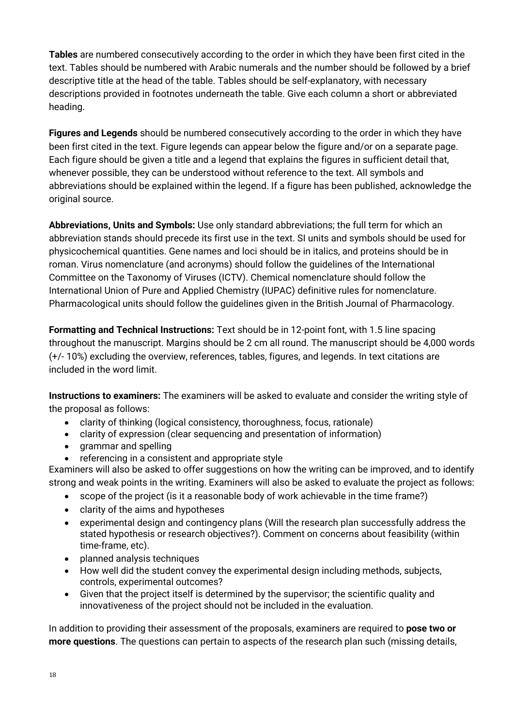**Tables** are numbered consecutively according to the order in which they have been first cited in the text. Tables should be numbered with Arabic numerals and the number should be followed by a brief descriptive title at the head of the table. Tables should be self-explanatory, with necessary descriptions provided in footnotes underneath the table. Give each column a short or abbreviated heading.

**Figures and Legends** should be numbered consecutively according to the order in which they have been first cited in the text. Figure legends can appear below the figure and/or on a separate page. Each figure should be given a title and a legend that explains the figures in sufficient detail that, whenever possible, they can be understood without reference to the text. All symbols and abbreviations should be explained within the legend. If a figure has been published, acknowledge the original source.

**Abbreviations, Units and Symbols:** Use only standard abbreviations; the full term for which an abbreviation stands should precede its first use in the text. SI units and symbols should be used for physicochemical quantities. Gene names and loci should be in italics, and proteins should be in roman. Virus nomenclature (and acronyms) should follow the guidelines of the International Committee on the Taxonomy of Viruses (ICTV). Chemical nomenclature should follow the International Union of Pure and Applied Chemistry (IUPAC) definitive rules for nomenclature. Pharmacological units should follow the guidelines given in the British Journal of Pharmacology.

**Formatting and Technical Instructions:** Text should be in 12-point font, with 1.5 line spacing throughout the manuscript. Margins should be 2 cm all round. The manuscript should be 4,000 words (+/- 10%) excluding the overview, references, tables, figures, and legends. In text citations are included in the word limit.

**Instructions to examiners:** The examiners will be asked to evaluate and consider the writing style of the proposal as follows:

- clarity of thinking (logical consistency, thoroughness, focus, rationale)
- clarity of expression (clear sequencing and presentation of information)
- grammar and spelling
- referencing in a consistent and appropriate style

Examiners will also be asked to offer suggestions on how the writing can be improved, and to identify strong and weak points in the writing. Examiners will also be asked to evaluate the project as follows:

- scope of the project (is it a reasonable body of work achievable in the time frame?)
- clarity of the aims and hypotheses
- experimental design and contingency plans (Will the research plan successfully address the stated hypothesis or research objectives?). Comment on concerns about feasibility (within time-frame, etc).
- planned analysis techniques
- How well did the student convey the experimental design including methods, subjects, controls, experimental outcomes?
- Given that the project itself is determined by the supervisor; the scientific quality and innovativeness of the project should not be included in the evaluation.

In addition to providing their assessment of the proposals, examiners are required to **pose two or more questions**. The questions can pertain to aspects of the research plan such (missing details,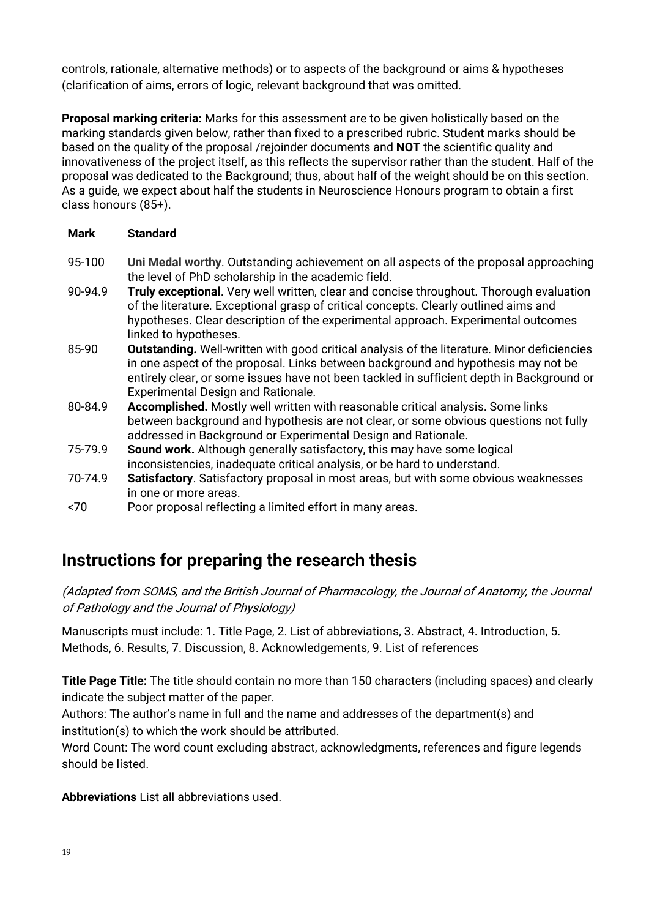controls, rationale, alternative methods) or to aspects of the background or aims & hypotheses (clarification of aims, errors of logic, relevant background that was omitted.

**Proposal marking criteria:** Marks for this assessment are to be given holistically based on the marking standards given below, rather than fixed to a prescribed rubric. Student marks should be based on the quality of the proposal /rejoinder documents and **NOT** the scientific quality and innovativeness of the project itself, as this reflects the supervisor rather than the student. Half of the proposal was dedicated to the Background; thus, about half of the weight should be on this section. As a guide, we expect about half the students in Neuroscience Honours program to obtain a first class honours (85+).

| Mark | Standard |
|---|---|
| 95-100 | **Uni Medal worthy**. Outstanding achievement on all aspects of the proposal approaching the level of PhD scholarship in the academic field. |
| 90-94.9 | **Truly exceptional**. Very well written, clear and concise throughout. Thorough evaluation of the literature. Exceptional grasp of critical concepts. Clearly outlined aims and hypotheses. Clear description of the experimental approach. Experimental outcomes linked to hypotheses. |
| 85-90 | **Outstanding.** Well-written with good critical analysis of the literature. Minor deficiencies in one aspect of the proposal. Links between background and hypothesis may not be entirely clear, or some issues have not been tackled in sufficient depth in Background or Experimental Design and Rationale. |
| 80-84.9 | **Accomplished.** Mostly well written with reasonable critical analysis. Some links between background and hypothesis are not clear, or some obvious questions not fully addressed in Background or Experimental Design and Rationale. |
| 75-79.9 | **Sound work.** Although generally satisfactory, this may have some logical inconsistencies, inadequate critical analysis, or be hard to understand. |
| 70-74.9 | **Satisfactory**. Satisfactory proposal in most areas, but with some obvious weaknesses in one or more areas. |
| <70 | Poor proposal reflecting a limited effort in many areas. |

## Instructions for preparing the research thesis

*(Adapted from SOMS, and the British Journal of Pharmacology, the Journal of Anatomy, the Journal of Pathology and the Journal of Physiology)*

Manuscripts must include: 1. Title Page, 2. List of abbreviations, 3. Abstract, 4. Introduction, 5. Methods, 6. Results, 7. Discussion, 8. Acknowledgements, 9. List of references

**Title Page Title:** The title should contain no more than 150 characters (including spaces) and clearly indicate the subject matter of the paper.

Authors: The author's name in full and the name and addresses of the department(s) and institution(s) to which the work should be attributed.

Word Count: The word count excluding abstract, acknowledgments, references and figure legends should be listed.

**Abbreviations** List all abbreviations used.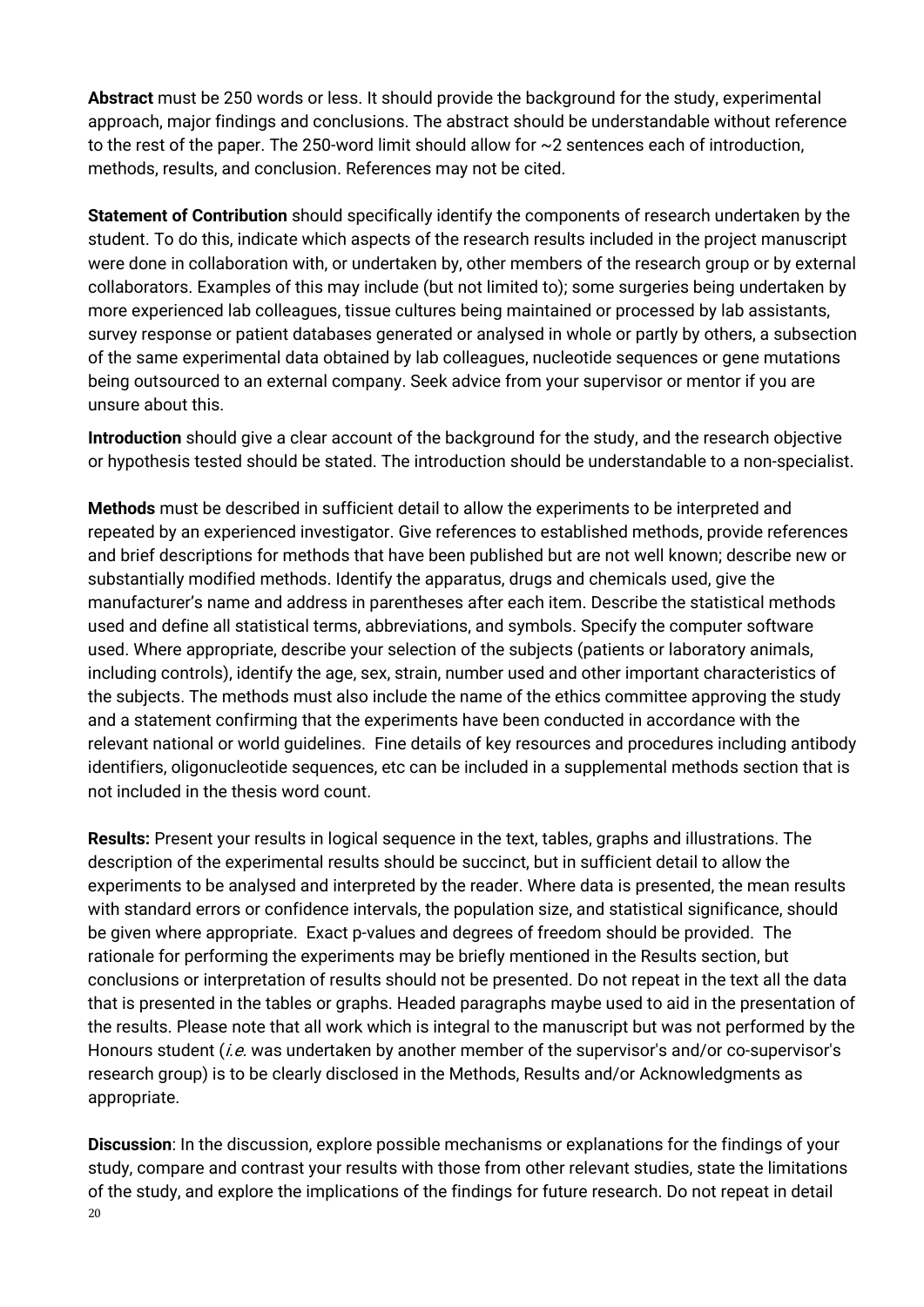**Abstract** must be 250 words or less. It should provide the background for the study, experimental approach, major findings and conclusions. The abstract should be understandable without reference to the rest of the paper. The 250-word limit should allow for ~2 sentences each of introduction, methods, results, and conclusion. References may not be cited.

**Statement of Contribution** should specifically identify the components of research undertaken by the student. To do this, indicate which aspects of the research results included in the project manuscript were done in collaboration with, or undertaken by, other members of the research group or by external collaborators. Examples of this may include (but not limited to); some surgeries being undertaken by more experienced lab colleagues, tissue cultures being maintained or processed by lab assistants, survey response or patient databases generated or analysed in whole or partly by others, a subsection of the same experimental data obtained by lab colleagues, nucleotide sequences or gene mutations being outsourced to an external company. Seek advice from your supervisor or mentor if you are unsure about this.

**Introduction** should give a clear account of the background for the study, and the research objective or hypothesis tested should be stated. The introduction should be understandable to a non-specialist.

**Methods** must be described in sufficient detail to allow the experiments to be interpreted and repeated by an experienced investigator. Give references to established methods, provide references and brief descriptions for methods that have been published but are not well known; describe new or substantially modified methods. Identify the apparatus, drugs and chemicals used, give the manufacturer's name and address in parentheses after each item. Describe the statistical methods used and define all statistical terms, abbreviations, and symbols. Specify the computer software used. Where appropriate, describe your selection of the subjects (patients or laboratory animals, including controls), identify the age, sex, strain, number used and other important characteristics of the subjects. The methods must also include the name of the ethics committee approving the study and a statement confirming that the experiments have been conducted in accordance with the relevant national or world guidelines. Fine details of key resources and procedures including antibody identifiers, oligonucleotide sequences, etc can be included in a supplemental methods section that is not included in the thesis word count.

**Results:** Present your results in logical sequence in the text, tables, graphs and illustrations. The description of the experimental results should be succinct, but in sufficient detail to allow the experiments to be analysed and interpreted by the reader. Where data is presented, the mean results with standard errors or confidence intervals, the population size, and statistical significance, should be given where appropriate. Exact p-values and degrees of freedom should be provided. The rationale for performing the experiments may be briefly mentioned in the Results section, but conclusions or interpretation of results should not be presented. Do not repeat in the text all the data that is presented in the tables or graphs. Headed paragraphs maybe used to aid in the presentation of the results. Please note that all work which is integral to the manuscript but was not performed by the Honours student (*i.e.* was undertaken by another member of the supervisor's and/or co-supervisor's research group) is to be clearly disclosed in the Methods, Results and/or Acknowledgments as appropriate.

**Discussion**: In the discussion, explore possible mechanisms or explanations for the findings of your study, compare and contrast your results with those from other relevant studies, state the limitations of the study, and explore the implications of the findings for future research. Do not repeat in detail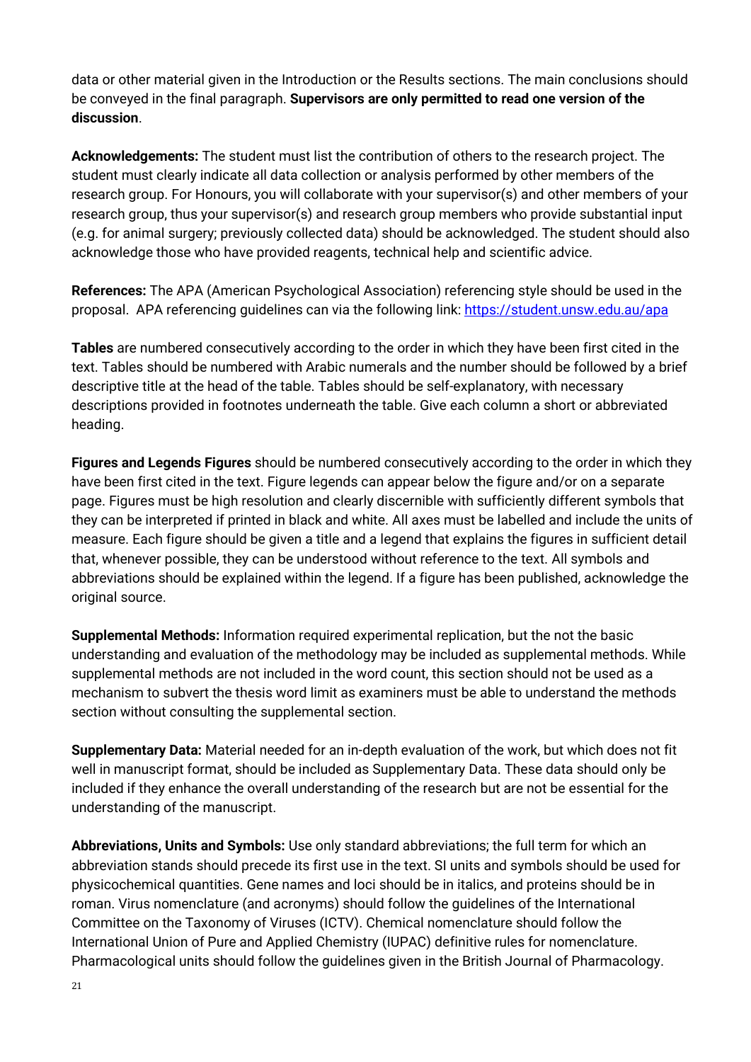data or other material given in the Introduction or the Results sections. The main conclusions should be conveyed in the final paragraph. **Supervisors are only permitted to read one version of the discussion**.

**Acknowledgements:** The student must list the contribution of others to the research project. The student must clearly indicate all data collection or analysis performed by other members of the research group. For Honours, you will collaborate with your supervisor(s) and other members of your research group, thus your supervisor(s) and research group members who provide substantial input (e.g. for animal surgery; previously collected data) should be acknowledged. The student should also acknowledge those who have provided reagents, technical help and scientific advice.

**References:** The APA (American Psychological Association) referencing style should be used in the proposal. APA referencing guidelines can via the following link: https://student.unsw.edu.au/apa

**Tables** are numbered consecutively according to the order in which they have been first cited in the text. Tables should be numbered with Arabic numerals and the number should be followed by a brief descriptive title at the head of the table. Tables should be self-explanatory, with necessary descriptions provided in footnotes underneath the table. Give each column a short or abbreviated heading.

**Figures and Legends Figures** should be numbered consecutively according to the order in which they have been first cited in the text. Figure legends can appear below the figure and/or on a separate page. Figures must be high resolution and clearly discernible with sufficiently different symbols that they can be interpreted if printed in black and white. All axes must be labelled and include the units of measure. Each figure should be given a title and a legend that explains the figures in sufficient detail that, whenever possible, they can be understood without reference to the text. All symbols and abbreviations should be explained within the legend. If a figure has been published, acknowledge the original source.

**Supplemental Methods:** Information required experimental replication, but the not the basic understanding and evaluation of the methodology may be included as supplemental methods. While supplemental methods are not included in the word count, this section should not be used as a mechanism to subvert the thesis word limit as examiners must be able to understand the methods section without consulting the supplemental section.

**Supplementary Data:** Material needed for an in-depth evaluation of the work, but which does not fit well in manuscript format, should be included as Supplementary Data. These data should only be included if they enhance the overall understanding of the research but are not be essential for the understanding of the manuscript.

**Abbreviations, Units and Symbols:** Use only standard abbreviations; the full term for which an abbreviation stands should precede its first use in the text. SI units and symbols should be used for physicochemical quantities. Gene names and loci should be in italics, and proteins should be in roman. Virus nomenclature (and acronyms) should follow the guidelines of the International Committee on the Taxonomy of Viruses (ICTV). Chemical nomenclature should follow the International Union of Pure and Applied Chemistry (IUPAC) definitive rules for nomenclature. Pharmacological units should follow the guidelines given in the British Journal of Pharmacology.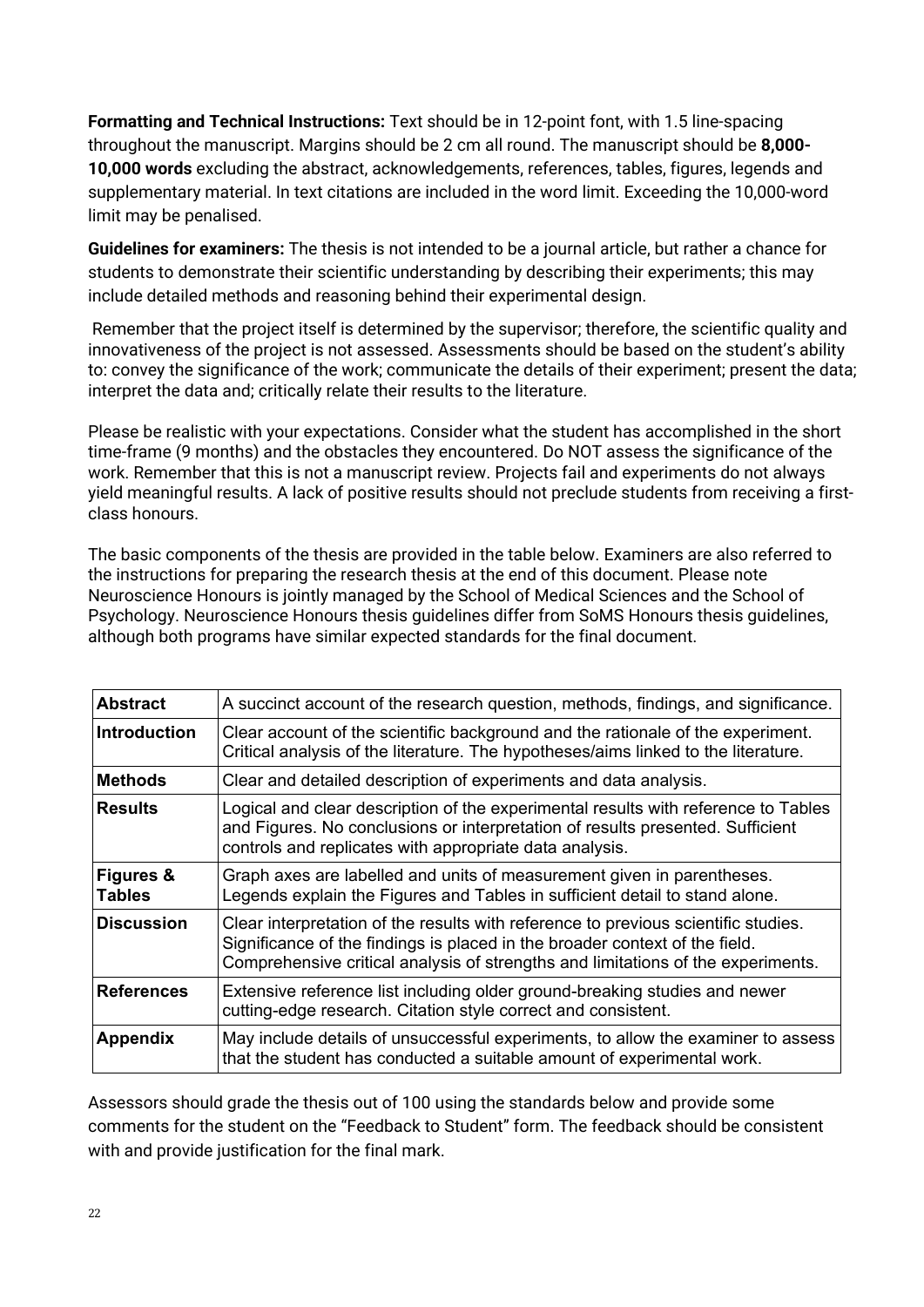**Formatting and Technical Instructions:** Text should be in 12-point font, with 1.5 line-spacing throughout the manuscript. Margins should be 2 cm all round. The manuscript should be **8,000-10,000 words** excluding the abstract, acknowledgements, references, tables, figures, legends and supplementary material. In text citations are included in the word limit. Exceeding the 10,000-word limit may be penalised.

**Guidelines for examiners:** The thesis is not intended to be a journal article, but rather a chance for students to demonstrate their scientific understanding by describing their experiments; this may include detailed methods and reasoning behind their experimental design.

Remember that the project itself is determined by the supervisor; therefore, the scientific quality and innovativeness of the project is not assessed. Assessments should be based on the student's ability to: convey the significance of the work; communicate the details of their experiment; present the data; interpret the data and; critically relate their results to the literature.

Please be realistic with your expectations. Consider what the student has accomplished in the short time-frame (9 months) and the obstacles they encountered. Do NOT assess the significance of the work. Remember that this is not a manuscript review. Projects fail and experiments do not always yield meaningful results. A lack of positive results should not preclude students from receiving a first-class honours.

The basic components of the thesis are provided in the table below. Examiners are also referred to the instructions for preparing the research thesis at the end of this document. Please note Neuroscience Honours is jointly managed by the School of Medical Sciences and the School of Psychology. Neuroscience Honours thesis guidelines differ from SoMS Honours thesis guidelines, although both programs have similar expected standards for the final document.

| **Abstract** | A succinct account of the research question, methods, findings, and significance. |
|---|---|
| **Introduction** | Clear account of the scientific background and the rationale of the experiment. Critical analysis of the literature. The hypotheses/aims linked to the literature. |
| **Methods** | Clear and detailed description of experiments and data analysis. |
| **Results** | Logical and clear description of the experimental results with reference to Tables and Figures. No conclusions or interpretation of results presented. Sufficient controls and replicates with appropriate data analysis. |
| **Figures & Tables** | Graph axes are labelled and units of measurement given in parentheses. Legends explain the Figures and Tables in sufficient detail to stand alone. |
| **Discussion** | Clear interpretation of the results with reference to previous scientific studies. Significance of the findings is placed in the broader context of the field. Comprehensive critical analysis of strengths and limitations of the experiments. |
| **References** | Extensive reference list including older ground-breaking studies and newer cutting-edge research. Citation style correct and consistent. |
| **Appendix** | May include details of unsuccessful experiments, to allow the examiner to assess that the student has conducted a suitable amount of experimental work. |

Assessors should grade the thesis out of 100 using the standards below and provide some comments for the student on the "Feedback to Student" form. The feedback should be consistent with and provide justification for the final mark.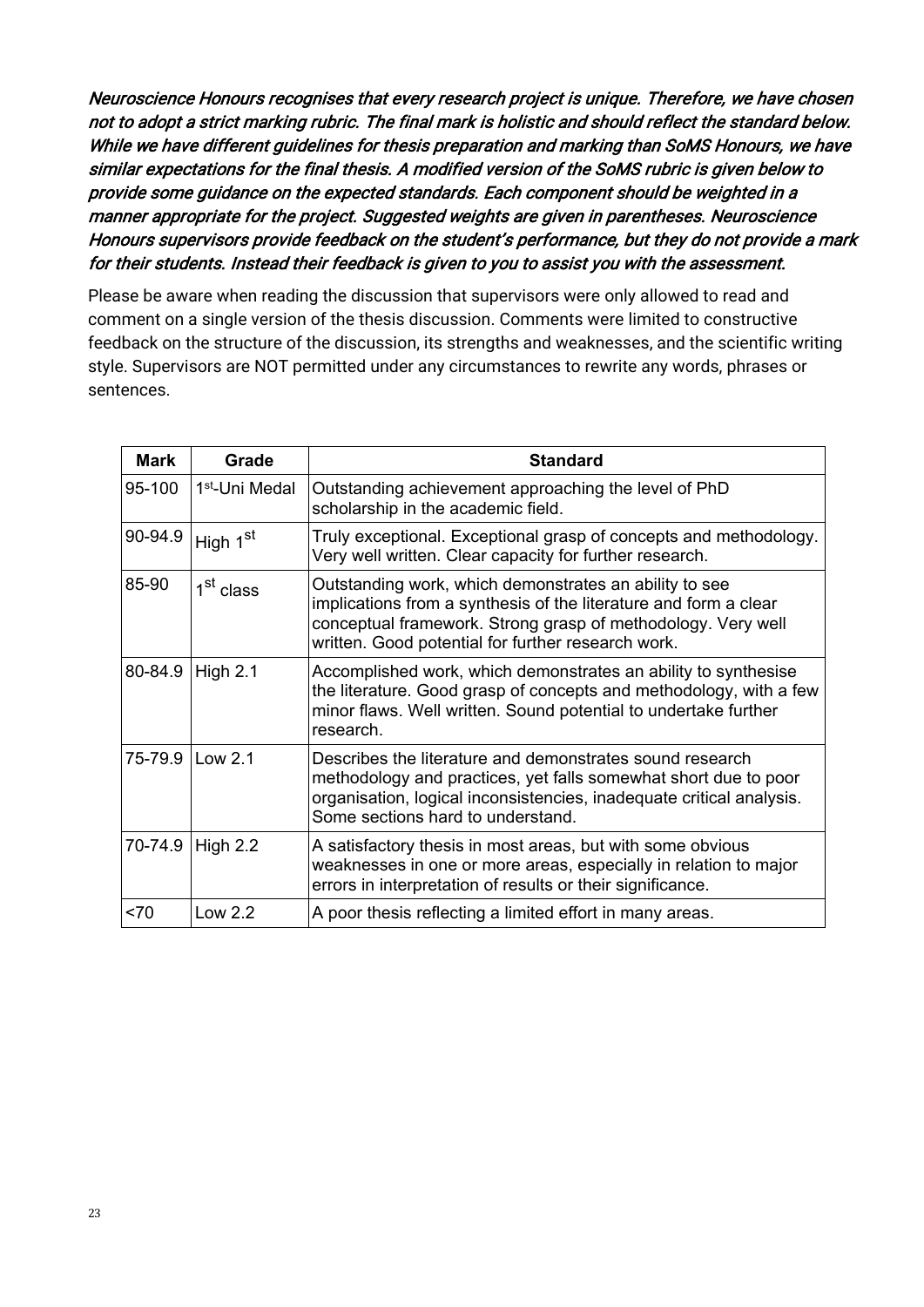*Neuroscience Honours recognises that every research project is unique. Therefore, we have chosen not to adopt a strict marking rubric. The final mark is holistic and should reflect the standard below. While we have different guidelines for thesis preparation and marking than SoMS Honours, we have similar expectations for the final thesis. A modified version of the SoMS rubric is given below to provide some guidance on the expected standards. Each component should be weighted in a manner appropriate for the project. Suggested weights are given in parentheses. Neuroscience Honours supervisors provide feedback on the student's performance, but they do not provide a mark for their students. Instead their feedback is given to you to assist you with the assessment.*

Please be aware when reading the discussion that supervisors were only allowed to read and comment on a single version of the thesis discussion. Comments were limited to constructive feedback on the structure of the discussion, its strengths and weaknesses, and the scientific writing style. Supervisors are NOT permitted under any circumstances to rewrite any words, phrases or sentences.

| Mark | Grade | Standard |
|---|---|---|
| 95-100 | 1st-Uni Medal | Outstanding achievement approaching the level of PhD scholarship in the academic field. |
| 90-94.9 | High 1st | Truly exceptional. Exceptional grasp of concepts and methodology. Very well written. Clear capacity for further research. |
| 85-90 | 1st class | Outstanding work, which demonstrates an ability to see implications from a synthesis of the literature and form a clear conceptual framework. Strong grasp of methodology. Very well written. Good potential for further research work. |
| 80-84.9 | High 2.1 | Accomplished work, which demonstrates an ability to synthesise the literature. Good grasp of concepts and methodology, with a few minor flaws. Well written. Sound potential to undertake further research. |
| 75-79.9 | Low 2.1 | Describes the literature and demonstrates sound research methodology and practices, yet falls somewhat short due to poor organisation, logical inconsistencies, inadequate critical analysis. Some sections hard to understand. |
| 70-74.9 | High 2.2 | A satisfactory thesis in most areas, but with some obvious weaknesses in one or more areas, especially in relation to major errors in interpretation of results or their significance. |
| <70 | Low 2.2 | A poor thesis reflecting a limited effort in many areas. |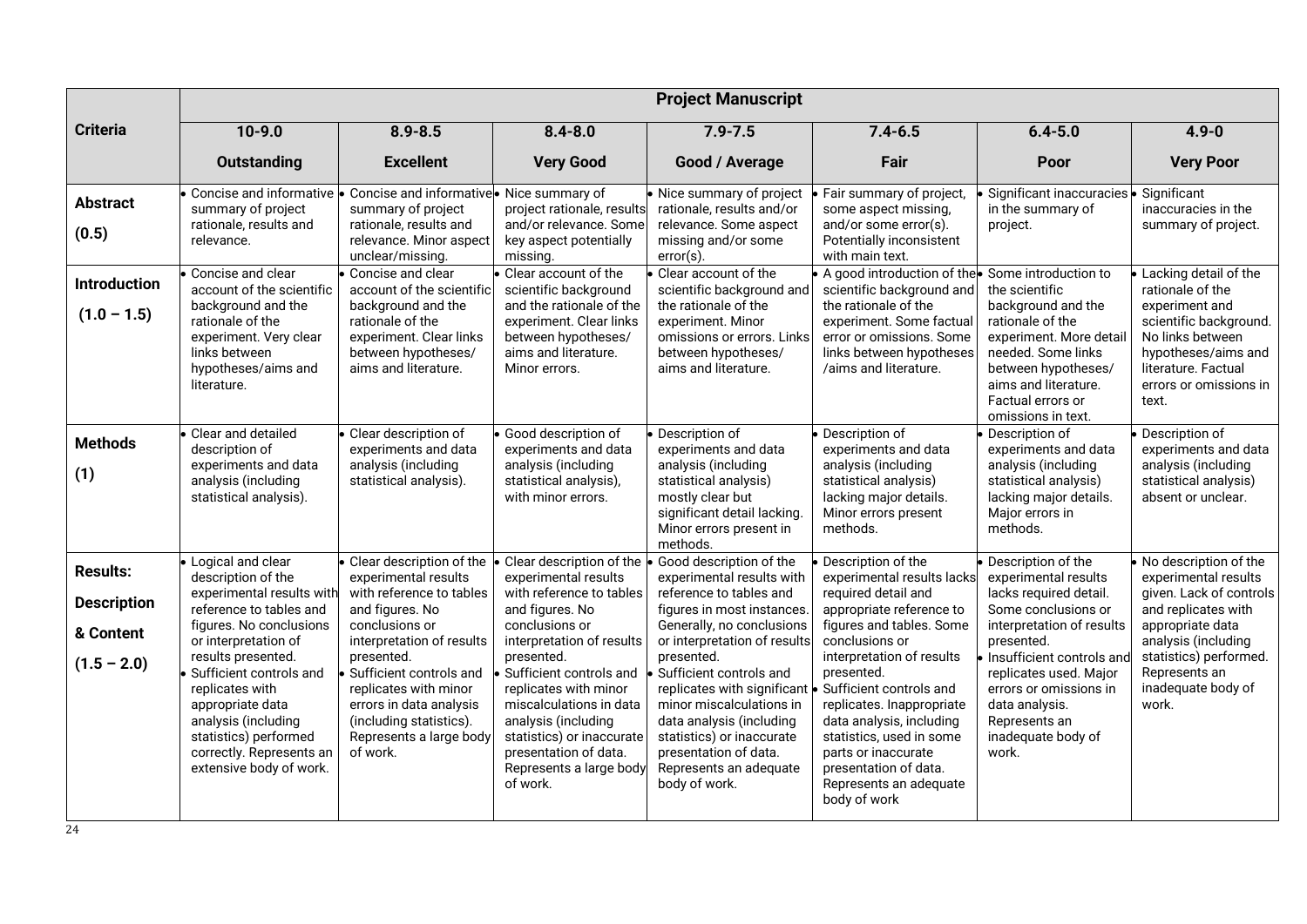| Criteria | Project Manuscript | | | | | | |
|---|---|---|---|---|---|---|---|
| | 10-9.0 Outstanding | 8.9-8.5 Excellent | 8.4-8.0 Very Good | 7.9-7.5 Good / Average | 7.4-6.5 Fair | 6.4-5.0 Poor | 4.9-0 Very Poor |
| **Abstract (0.5)** | • Concise and informative summary of project rationale, results and relevance. | • Concise and informative summary of project rationale, results and relevance. Minor aspect unclear/missing. | • Nice summary of project rationale, results and/or relevance. Some key aspect potentially missing. | • Nice summary of project rationale, results and/or relevance. Some aspect missing and/or some error(s). | • Fair summary of project, some aspect missing, and/or some error(s). Potentially inconsistent with main text. | • Significant inaccuracies in the summary of project. | • Significant inaccuracies in the summary of project. |
| **Introduction (1.0 – 1.5)** | • Concise and clear account of the scientific background and the rationale of the experiment. Very clear links between hypotheses/aims and literature. | • Concise and clear account of the scientific background and the rationale of the experiment. Clear links between hypotheses/ aims and literature. | • Clear account of the scientific background and the rationale of the experiment. Clear links between hypotheses/ aims and literature. Minor errors. | • Clear account of the scientific background and the rationale of the experiment. Minor omissions or errors. Links between hypotheses/ aims and literature. | • A good introduction of the scientific background and the rationale of the experiment. Some factual error or omissions. Some links between hypotheses /aims and literature. | • Some introduction to the scientific background and the rationale of the experiment. More detail needed. Some links between hypotheses/ aims and literature. Factual errors or omissions in text. | • Lacking detail of the rationale of the experiment and scientific background. No links between hypotheses/aims and literature. Factual errors or omissions in text. |
| **Methods (1)** | • Clear and detailed description of experiments and data analysis (including statistical analysis). | • Clear description of experiments and data analysis (including statistical analysis). | • Good description of experiments and data analysis (including statistical analysis), with minor errors. | • Description of experiments and data analysis (including statistical analysis) mostly clear but significant detail lacking. Minor errors present in methods. | • Description of experiments and data analysis (including statistical analysis) lacking major details. Minor errors present methods. | • Description of experiments and data analysis (including statistical analysis) lacking major details. Major errors in methods. | • Description of experiments and data analysis (including statistical analysis) absent or unclear. |
| **Results: Description & Content (1.5 – 2.0)** | • Logical and clear description of the experimental results with reference to tables and figures. No conclusions or interpretation of results presented. • Sufficient controls and replicates with appropriate data analysis (including statistics) performed correctly. Represents an extensive body of work. | • Clear description of the experimental results with reference to tables and figures. No conclusions or interpretation of results presented. • Sufficient controls and replicates with minor errors in data analysis (including statistics). Represents a large body of work. | • Clear description of the experimental results with reference to tables and figures. No conclusions or interpretation of results presented. • Sufficient controls and replicates with minor miscalculations in data analysis (including statistics) or inaccurate presentation of data. Represents a large body of work. | • Good description of the experimental results with reference to tables and figures in most instances. Generally, no conclusions or interpretation of results presented. • Sufficient controls and replicates with significant minor miscalculations in data analysis (including statistics) or inaccurate presentation of data. Represents an adequate body of work. | • Description of the experimental results lacks required detail and appropriate reference to figures and tables. Some conclusions or interpretation of results presented. • Sufficient controls and replicates. Inappropriate data analysis, including statistics, used in some parts or inaccurate presentation of data. Represents an adequate body of work | • Description of the experimental results lacks required detail. Some conclusions or interpretation of results presented. • Insufficient controls and replicates used. Major errors or omissions in data analysis. Represents an inadequate body of work. | • No description of the experimental results given. Lack of controls and replicates with appropriate data analysis (including statistics) performed. Represents an inadequate body of work. |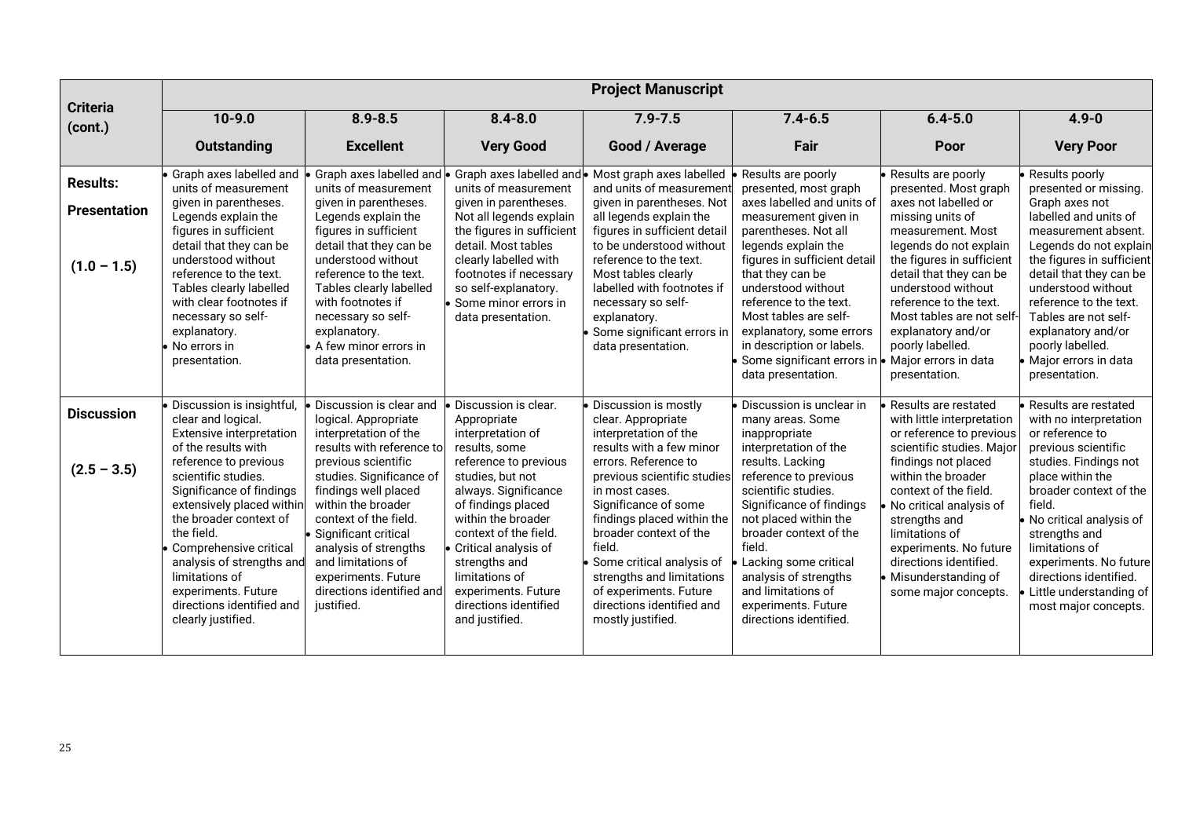| Criteria (cont.) | Project Manuscript | | | | | | |
|---|---|---|---|---|---|---|---|
| | 10-9.0<br>**Outstanding** | 8.9-8.5<br>**Excellent** | 8.4-8.0<br>**Very Good** | 7.9-7.5<br>**Good / Average** | 7.4-6.5<br>**Fair** | 6.4-5.0<br>**Poor** | 4.9-0<br>**Very Poor** |
| **Results: Presentation**<br><br>**(1.0 – 1.5)** | • Graph axes labelled and units of measurement given in parentheses. Legends explain the figures in sufficient detail that they can be understood without reference to the text. Tables clearly labelled with clear footnotes if necessary so self-explanatory.<br>• No errors in presentation. | • Graph axes labelled and units of measurement given in parentheses. Legends explain the figures in sufficient detail that they can be understood without reference to the text. Tables clearly labelled with footnotes if necessary so self-explanatory.<br>• A few minor errors in data presentation. | • Graph axes labelled and units of measurement given in parentheses. Not all legends explain the figures in sufficient detail. Most tables clearly labelled with footnotes if necessary so self-explanatory.<br>• Some minor errors in data presentation. | • Most graph axes labelled and units of measurement given in parentheses. Not all legends explain the figures in sufficient detail to be understood without reference to the text. Most tables clearly labelled with footnotes if necessary so self-explanatory.<br>• Some significant errors in data presentation. | • Results are poorly presented, most graph axes labelled and units of measurement given in parentheses. Not all legends explain the figures in sufficient detail that they can be understood without reference to the text. Most tables are self-explanatory, some errors in description or labels.<br>• Some significant errors in data presentation. | • Results are poorly presented. Most graph axes not labelled or missing units of measurement. Most legends do not explain the figures in sufficient detail that they can be understood without reference to the text. Most tables are not self-explanatory and/or poorly labelled.<br>• Major errors in data presentation. | • Results poorly presented or missing. Graph axes not labelled and units of measurement absent. Legends do not explain the figures in sufficient detail that they can be understood without reference to the text. Tables are not self-explanatory and/or poorly labelled.<br>• Major errors in data presentation. |
| **Discussion**<br><br>**(2.5 – 3.5)** | • Discussion is insightful, clear and logical. Extensive interpretation of the results with reference to previous scientific studies. Significance of findings extensively placed within the broader context of the field.<br>• Comprehensive critical analysis of strengths and limitations of experiments. Future directions identified and clearly justified. | • Discussion is clear and logical. Appropriate interpretation of the results with reference to previous scientific studies. Significance of findings well placed within the broader context of the field.<br>• Significant critical analysis of strengths and limitations of experiments. Future directions identified and justified. | • Discussion is clear. Appropriate interpretation of results, some reference to previous studies, but not always. Significance of findings placed within the broader context of the field.<br>• Critical analysis of strengths and limitations of experiments. Future directions identified and justified. | • Discussion is mostly clear. Appropriate interpretation of the results with a few minor errors. Reference to previous scientific studies in most cases. Significance of some findings placed within the broader context of the field.<br>• Some critical analysis of strengths and limitations of experiments. Future directions identified and mostly justified. | • Discussion is unclear in many areas. Some inappropriate interpretation of the results. Lacking reference to previous scientific studies. Significance of findings not placed within the broader context of the field.<br>• Lacking some critical analysis of strengths and limitations of experiments. Future directions identified. | • Results are restated with little interpretation or reference to previous scientific studies. Major findings not placed within the broader context of the field.<br>• No critical analysis of strengths and limitations of experiments. No future directions identified.<br>• Misunderstanding of some major concepts. | • Results are restated with no interpretation or reference to previous scientific studies. Findings not place within the broader context of the field.<br>• No critical analysis of strengths and limitations of experiments. No future directions identified.<br>• Little understanding of most major concepts. |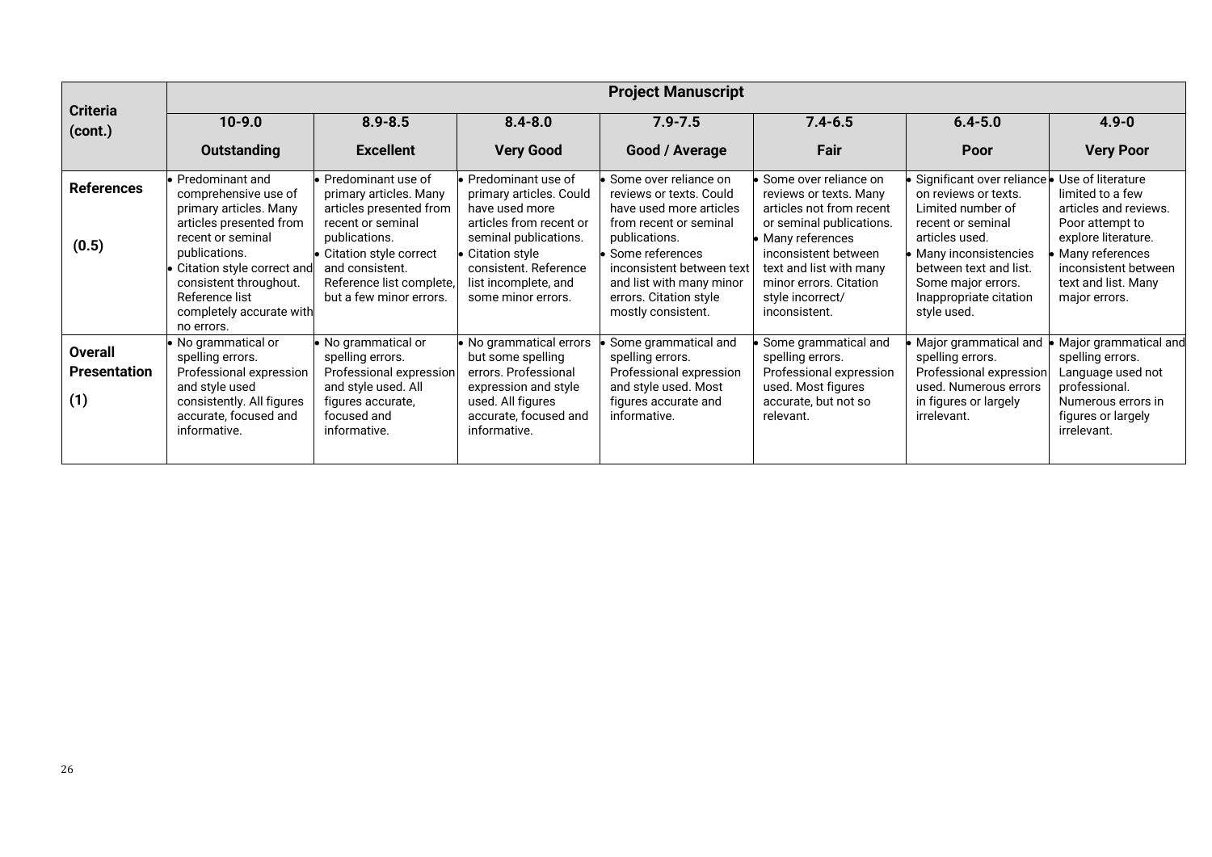| Criteria (cont.) | Project Manuscript | | | | | | |
|---|---|---|---|---|---|---|---|
| | 10-9.0 Outstanding | 8.9-8.5 Excellent | 8.4-8.0 Very Good | 7.9-7.5 Good / Average | 7.4-6.5 Fair | 6.4-5.0 Poor | 4.9-0 Very Poor |
| **References (0.5)** | • Predominant and comprehensive use of primary articles. Many articles presented from recent or seminal publications. • Citation style correct and consistent throughout. Reference list completely accurate with no errors. | • Predominant use of primary articles. Many articles presented from recent or seminal publications. • Citation style correct and consistent. Reference list complete, but a few minor errors. | • Predominant use of primary articles. Could have used more articles from recent or seminal publications. • Citation style consistent. Reference list incomplete, and some minor errors. | • Some over reliance on reviews or texts. Could have used more articles from recent or seminal publications. • Some references inconsistent between text and list with many minor errors. Citation style mostly consistent. | • Some over reliance on reviews or texts. Many articles not from recent or seminal publications. • Many references inconsistent between text and list with many minor errors. Citation style incorrect/ inconsistent. | • Significant over reliance on reviews or texts. Limited number of recent or seminal articles used. • Many inconsistencies between text and list. Some major errors. Inappropriate citation style used. | • Use of literature limited to a few articles and reviews. Poor attempt to explore literature. • Many references inconsistent between text and list. Many major errors. |
| **Overall Presentation (1)** | • No grammatical or spelling errors. Professional expression and style used consistently. All figures accurate, focused and informative. | • No grammatical or spelling errors. Professional expression and style used. All figures accurate, focused and informative. | • No grammatical errors but some spelling errors. Professional expression and style used. All figures accurate, focused and informative. | • Some grammatical and spelling errors. Professional expression and style used. Most figures accurate and informative. | • Some grammatical and spelling errors. Professional expression used. Most figures accurate, but not so relevant. | • Major grammatical and spelling errors. Professional expression used. Numerous errors in figures or largely irrelevant. | • Major grammatical and spelling errors. Language used not professional. Numerous errors in figures or largely irrelevant. |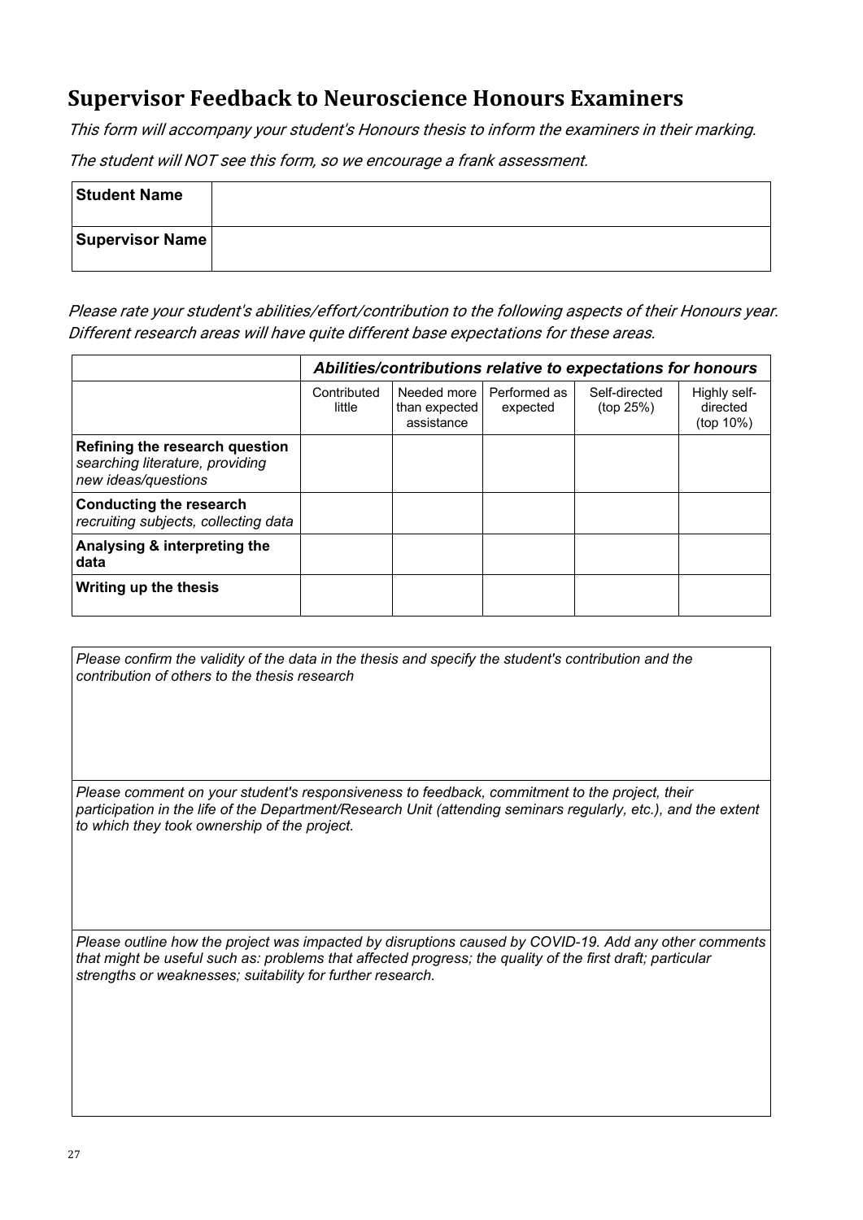## Supervisor Feedback to Neuroscience Honours Examiners

*This form will accompany your student's Honours thesis to inform the examiners in their marking.*

*The student will NOT see this form, so we encourage a frank assessment.*

| **Student Name** | |
|---|---|
| **Supervisor Name** | |

*Please rate your student's abilities/effort/contribution to the following aspects of their Honours year. Different research areas will have quite different base expectations for these areas.*

| | ***Abilities/contributions relative to expectations for honours*** | | | | |
|---|---|---|---|---|---|
| | Contributed little | Needed more than expected assistance | Performed as expected | Self-directed (top 25%) | Highly self-directed (top 10%) |
| **Refining the research question** *searching literature, providing new ideas/questions* | | | | | |
| **Conducting the research** *recruiting subjects, collecting data* | | | | | |
| **Analysing & interpreting the data** | | | | | |
| **Writing up the thesis** | | | | | |

| *Please confirm the validity of the data in the thesis and specify the student's contribution and the contribution of others to the thesis research* |
|---|
| *Please comment on your student's responsiveness to feedback, commitment to the project, their participation in the life of the Department/Research Unit (attending seminars regularly, etc.), and the extent to which they took ownership of the project.* |
| *Please outline how the project was impacted by disruptions caused by COVID-19. Add any other comments that might be useful such as: problems that affected progress; the quality of the first draft; particular strengths or weaknesses; suitability for further research.* |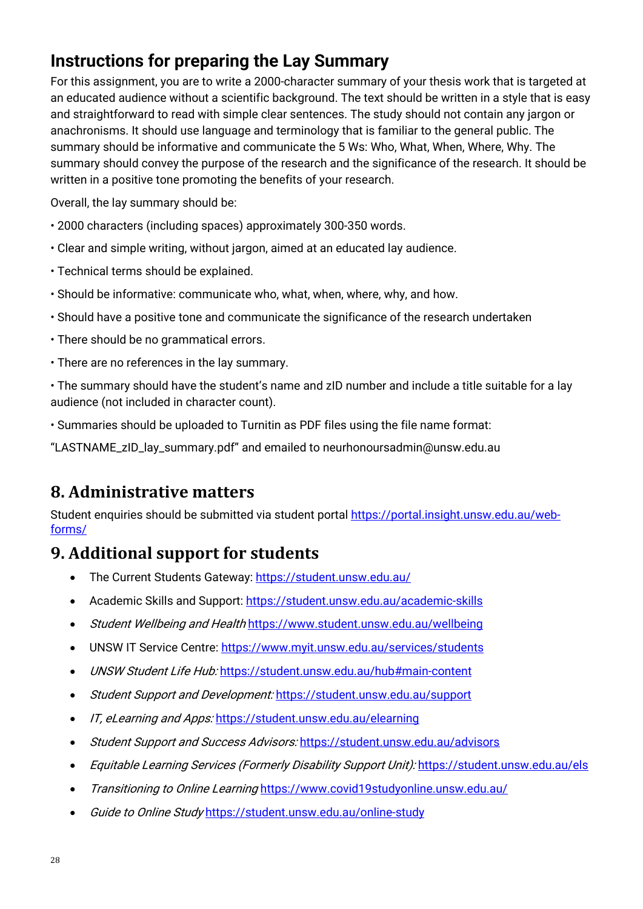## Instructions for preparing the Lay Summary

For this assignment, you are to write a 2000-character summary of your thesis work that is targeted at an educated audience without a scientific background. The text should be written in a style that is easy and straightforward to read with simple clear sentences. The study should not contain any jargon or anachronisms. It should use language and terminology that is familiar to the general public. The summary should be informative and communicate the 5 Ws: Who, What, When, Where, Why. The summary should convey the purpose of the research and the significance of the research. It should be written in a positive tone promoting the benefits of your research.

Overall, the lay summary should be:

• 2000 characters (including spaces) approximately 300-350 words.

• Clear and simple writing, without jargon, aimed at an educated lay audience.

• Technical terms should be explained.

• Should be informative: communicate who, what, when, where, why, and how.

• Should have a positive tone and communicate the significance of the research undertaken

• There should be no grammatical errors.

• There are no references in the lay summary.

• The summary should have the student's name and zID number and include a title suitable for a lay audience (not included in character count).

• Summaries should be uploaded to Turnitin as PDF files using the file name format:

"LASTNAME_zID_lay_summary.pdf" and emailed to neurhonoursadmin@unsw.edu.au

# 8. Administrative matters

Student enquiries should be submitted via student portal https://portal.insight.unsw.edu.au/web-forms/

# 9. Additional support for students

- The Current Students Gateway: https://student.unsw.edu.au/
- Academic Skills and Support: https://student.unsw.edu.au/academic-skills
- *Student Wellbeing and Health* https://www.student.unsw.edu.au/wellbeing
- UNSW IT Service Centre: https://www.myit.unsw.edu.au/services/students
- *UNSW Student Life Hub:* https://student.unsw.edu.au/hub#main-content
- *Student Support and Development:* https://student.unsw.edu.au/support
- *IT, eLearning and Apps:* https://student.unsw.edu.au/elearning
- *Student Support and Success Advisors:* https://student.unsw.edu.au/advisors
- *Equitable Learning Services (Formerly Disability Support Unit):* https://student.unsw.edu.au/els
- *Transitioning to Online Learning* https://www.covid19studyonline.unsw.edu.au/
- *Guide to Online Study* https://student.unsw.edu.au/online-study